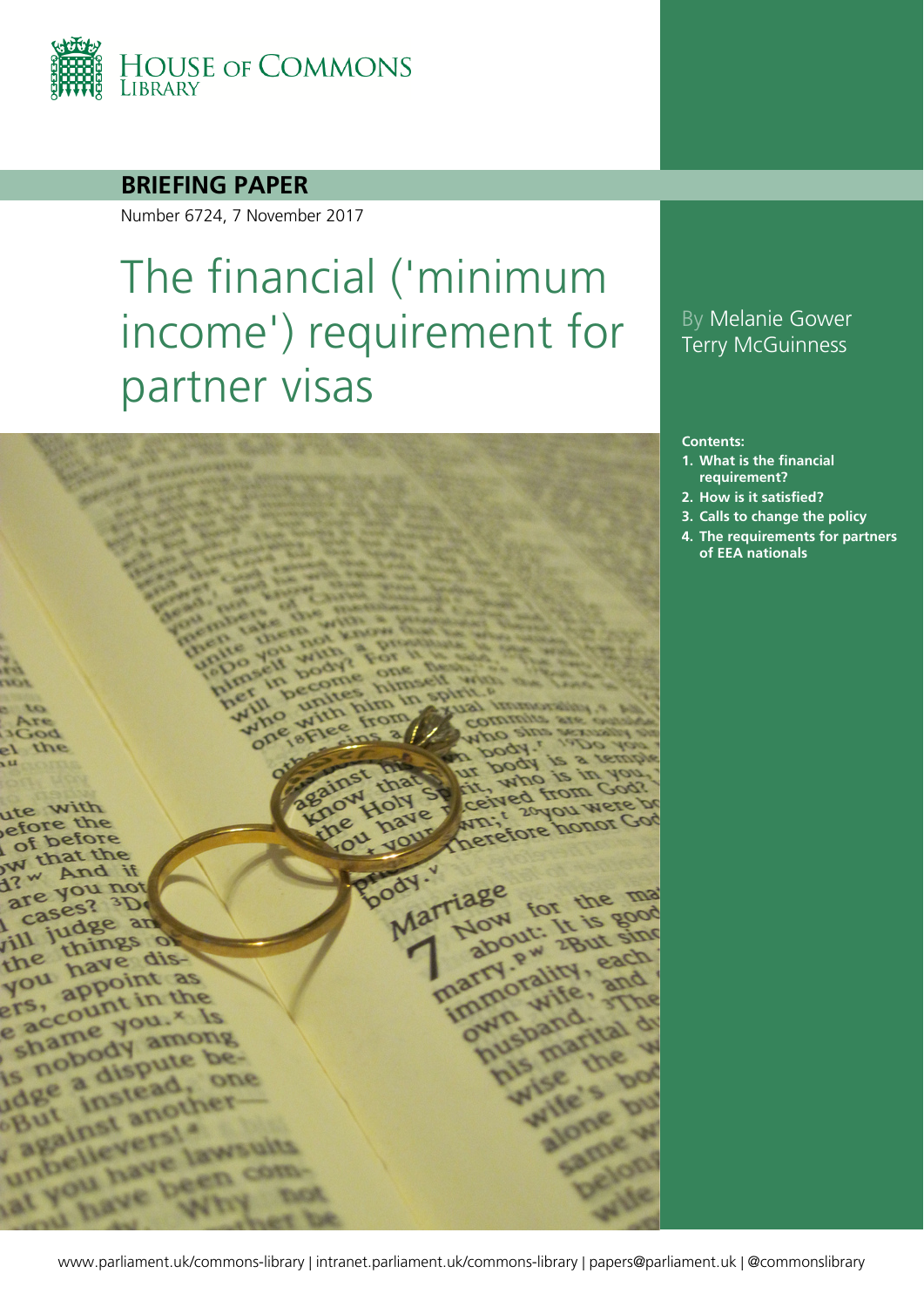HOUSE OF COMMONS LIBRARY

**BRIEFING PAPER**

Number 6724, 7 November 2017

# The financial ('minimum income') requirement for partner visas

By Melanie Gower
Terry McGuinness

**Contents:**

1. **What is the financial requirement?**
2. **How is it satisfied?**
3. **Calls to change the policy**
4. **The requirements for partners of EEA nationals**

www.parliament.uk/commons-library | intranet.parliament.uk/commons-library | papers@parliament.uk | @commonslibrary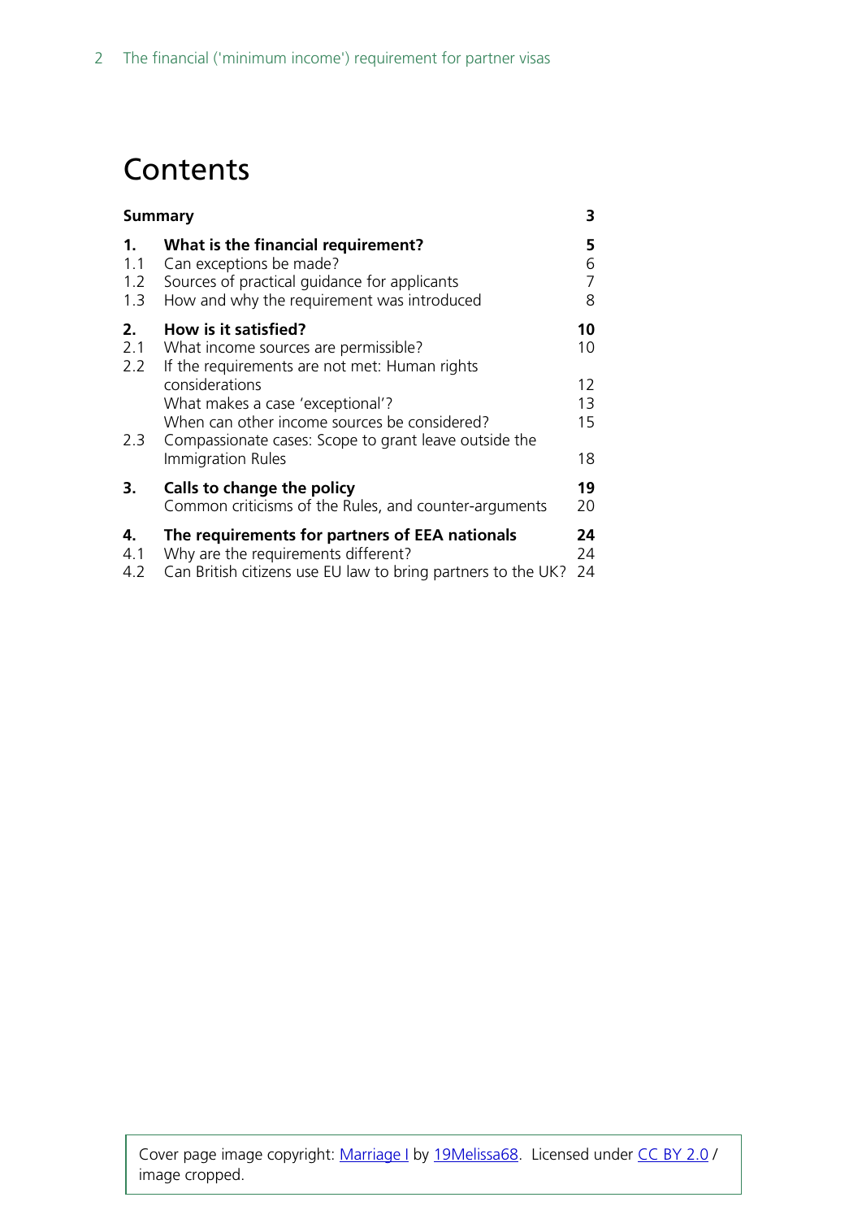# Contents

| | | |
|---|---|---|
| **Summary** | | **3** |
| **1.** | **What is the financial requirement?** | **5** |
| 1.1 | Can exceptions be made? | 6 |
| 1.2 | Sources of practical guidance for applicants | 7 |
| 1.3 | How and why the requirement was introduced | 8 |
| **2.** | **How is it satisfied?** | **10** |
| 2.1 | What income sources are permissible? | 10 |
| 2.2 | If the requirements are not met: Human rights considerations | 12 |
| | What makes a case 'exceptional'? | 13 |
| | When can other income sources be considered? | 15 |
| 2.3 | Compassionate cases: Scope to grant leave outside the Immigration Rules | 18 |
| **3.** | **Calls to change the policy** | **19** |
| | Common criticisms of the Rules, and counter-arguments | 20 |
| **4.** | **The requirements for partners of EEA nationals** | **24** |
| 4.1 | Why are the requirements different? | 24 |
| 4.2 | Can British citizens use EU law to bring partners to the UK? | 24 |

Cover page image copyright: Marriage I by 19Melissa68. Licensed under CC BY 2.0 / image cropped.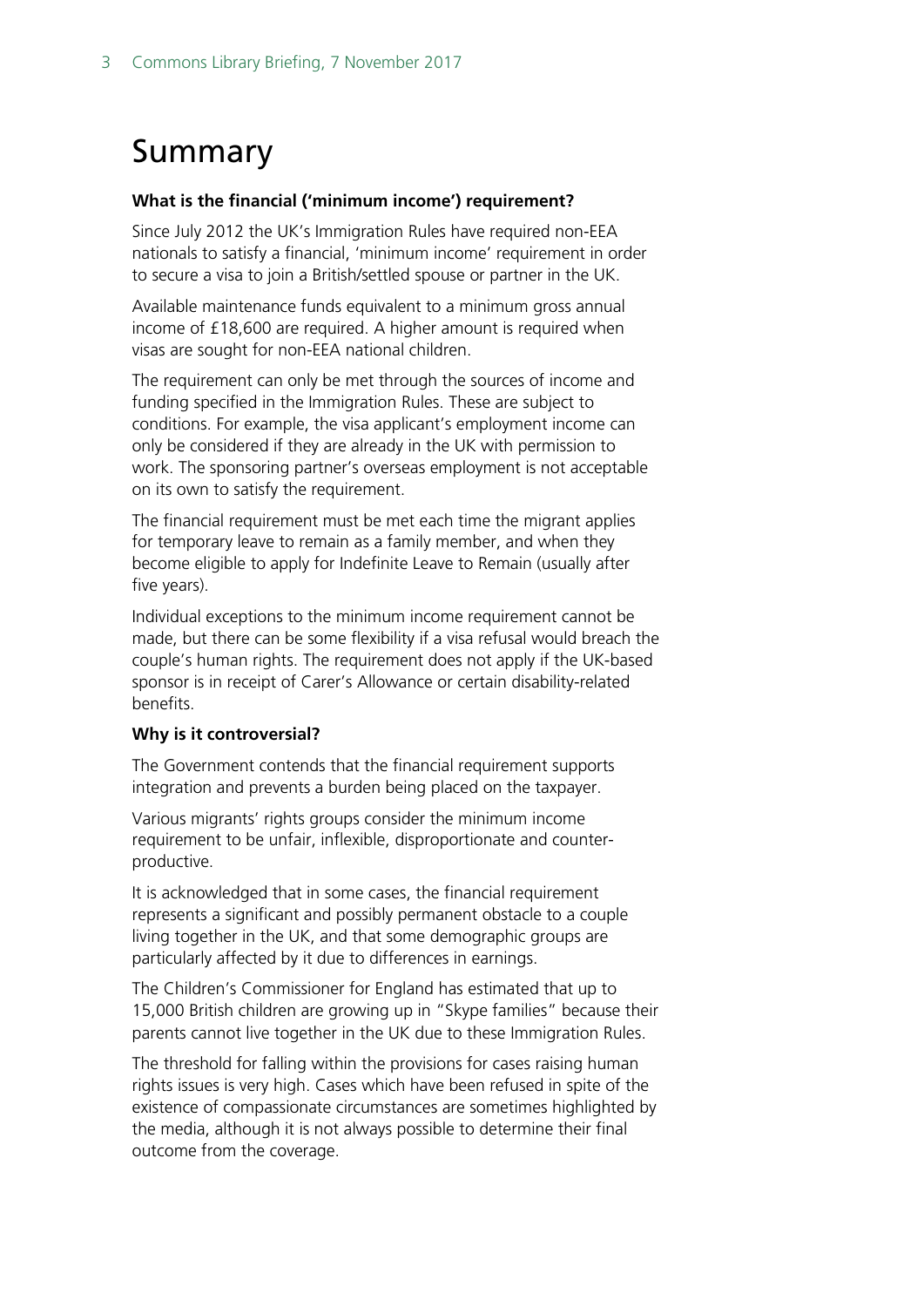# Summary

**What is the financial ('minimum income') requirement?**

Since July 2012 the UK's Immigration Rules have required non-EEA nationals to satisfy a financial, 'minimum income' requirement in order to secure a visa to join a British/settled spouse or partner in the UK.

Available maintenance funds equivalent to a minimum gross annual income of £18,600 are required. A higher amount is required when visas are sought for non-EEA national children.

The requirement can only be met through the sources of income and funding specified in the Immigration Rules. These are subject to conditions. For example, the visa applicant's employment income can only be considered if they are already in the UK with permission to work. The sponsoring partner's overseas employment is not acceptable on its own to satisfy the requirement.

The financial requirement must be met each time the migrant applies for temporary leave to remain as a family member, and when they become eligible to apply for Indefinite Leave to Remain (usually after five years).

Individual exceptions to the minimum income requirement cannot be made, but there can be some flexibility if a visa refusal would breach the couple's human rights. The requirement does not apply if the UK-based sponsor is in receipt of Carer's Allowance or certain disability-related benefits.

**Why is it controversial?**

The Government contends that the financial requirement supports integration and prevents a burden being placed on the taxpayer.

Various migrants' rights groups consider the minimum income requirement to be unfair, inflexible, disproportionate and counter-productive.

It is acknowledged that in some cases, the financial requirement represents a significant and possibly permanent obstacle to a couple living together in the UK, and that some demographic groups are particularly affected by it due to differences in earnings.

The Children's Commissioner for England has estimated that up to 15,000 British children are growing up in "Skype families" because their parents cannot live together in the UK due to these Immigration Rules.

The threshold for falling within the provisions for cases raising human rights issues is very high. Cases which have been refused in spite of the existence of compassionate circumstances are sometimes highlighted by the media, although it is not always possible to determine their final outcome from the coverage.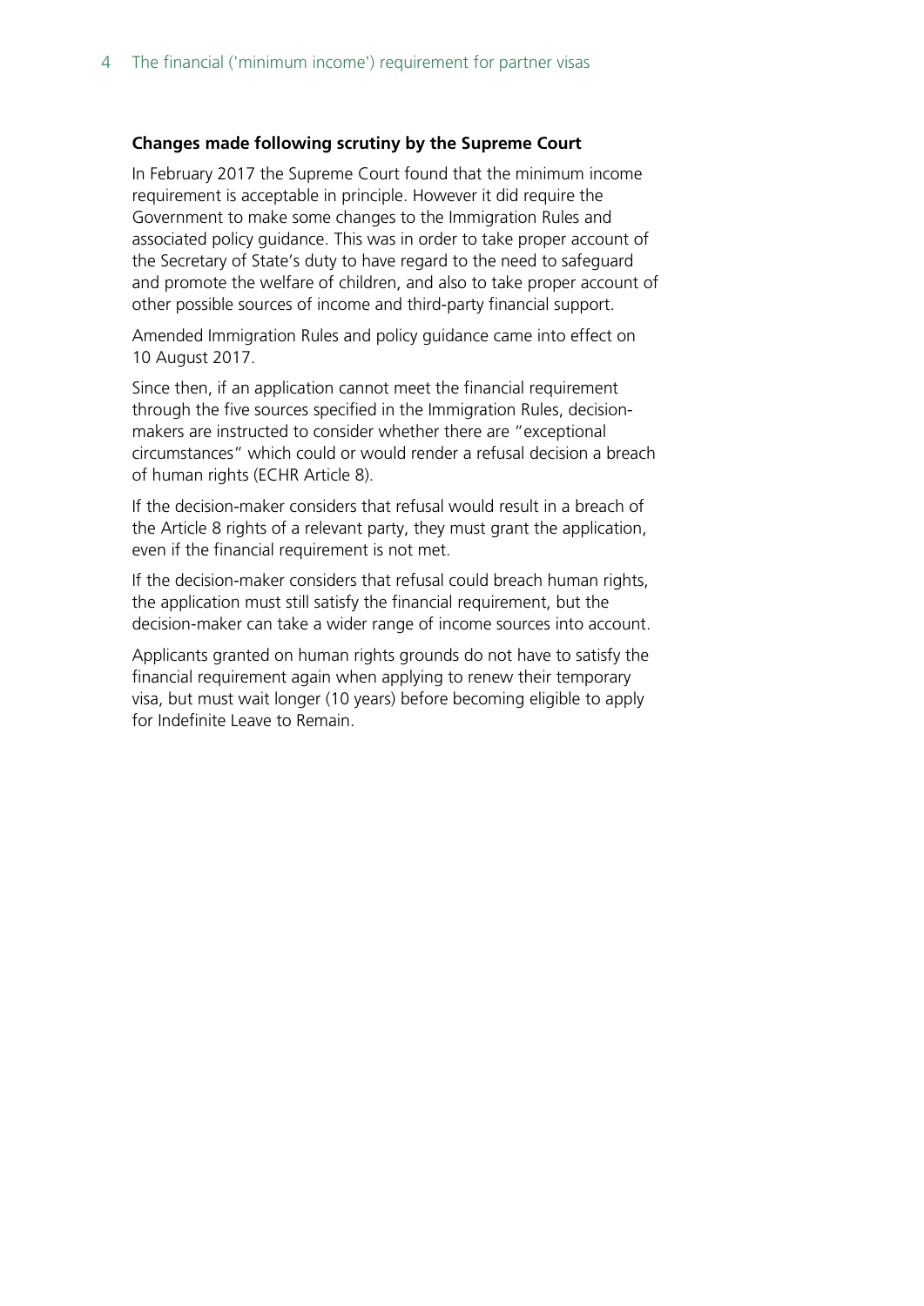**Changes made following scrutiny by the Supreme Court**

In February 2017 the Supreme Court found that the minimum income requirement is acceptable in principle. However it did require the Government to make some changes to the Immigration Rules and associated policy guidance. This was in order to take proper account of the Secretary of State's duty to have regard to the need to safeguard and promote the welfare of children, and also to take proper account of other possible sources of income and third-party financial support.

Amended Immigration Rules and policy guidance came into effect on 10 August 2017.

Since then, if an application cannot meet the financial requirement through the five sources specified in the Immigration Rules, decision-makers are instructed to consider whether there are "exceptional circumstances" which could or would render a refusal decision a breach of human rights (ECHR Article 8).

If the decision-maker considers that refusal would result in a breach of the Article 8 rights of a relevant party, they must grant the application, even if the financial requirement is not met.

If the decision-maker considers that refusal could breach human rights, the application must still satisfy the financial requirement, but the decision-maker can take a wider range of income sources into account.

Applicants granted on human rights grounds do not have to satisfy the financial requirement again when applying to renew their temporary visa, but must wait longer (10 years) before becoming eligible to apply for Indefinite Leave to Remain.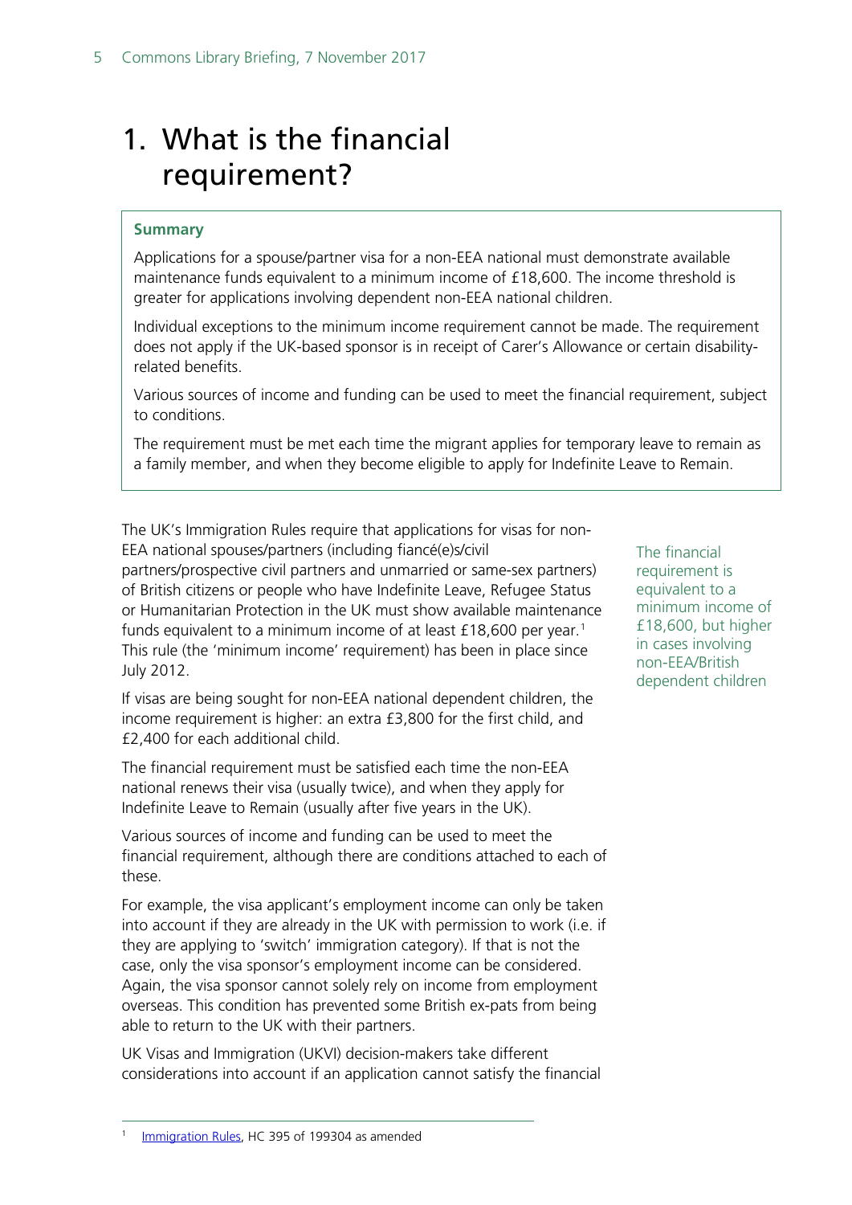# 1. What is the financial requirement?

**Summary**

Applications for a spouse/partner visa for a non-EEA national must demonstrate available maintenance funds equivalent to a minimum income of £18,600. The income threshold is greater for applications involving dependent non-EEA national children.

Individual exceptions to the minimum income requirement cannot be made. The requirement does not apply if the UK-based sponsor is in receipt of Carer's Allowance or certain disability-related benefits.

Various sources of income and funding can be used to meet the financial requirement, subject to conditions.

The requirement must be met each time the migrant applies for temporary leave to remain as a family member, and when they become eligible to apply for Indefinite Leave to Remain.

The UK's Immigration Rules require that applications for visas for non-EEA national spouses/partners (including fiancé(e)s/civil partners/prospective civil partners and unmarried or same-sex partners) of British citizens or people who have Indefinite Leave, Refugee Status or Humanitarian Protection in the UK must show available maintenance funds equivalent to a minimum income of at least £18,600 per year.[1] This rule (the 'minimum income' requirement) has been in place since July 2012.

The financial requirement is equivalent to a minimum income of £18,600, but higher in cases involving non-EEA/British dependent children

If visas are being sought for non-EEA national dependent children, the income requirement is higher: an extra £3,800 for the first child, and £2,400 for each additional child.

The financial requirement must be satisfied each time the non-EEA national renews their visa (usually twice), and when they apply for Indefinite Leave to Remain (usually after five years in the UK).

Various sources of income and funding can be used to meet the financial requirement, although there are conditions attached to each of these.

For example, the visa applicant's employment income can only be taken into account if they are already in the UK with permission to work (i.e. if they are applying to 'switch' immigration category). If that is not the case, only the visa sponsor's employment income can be considered. Again, the visa sponsor cannot solely rely on income from employment overseas. This condition has prevented some British ex-pats from being able to return to the UK with their partners.

UK Visas and Immigration (UKVI) decision-makers take different considerations into account if an application cannot satisfy the financial

[1] Immigration Rules, HC 395 of 199304 as amended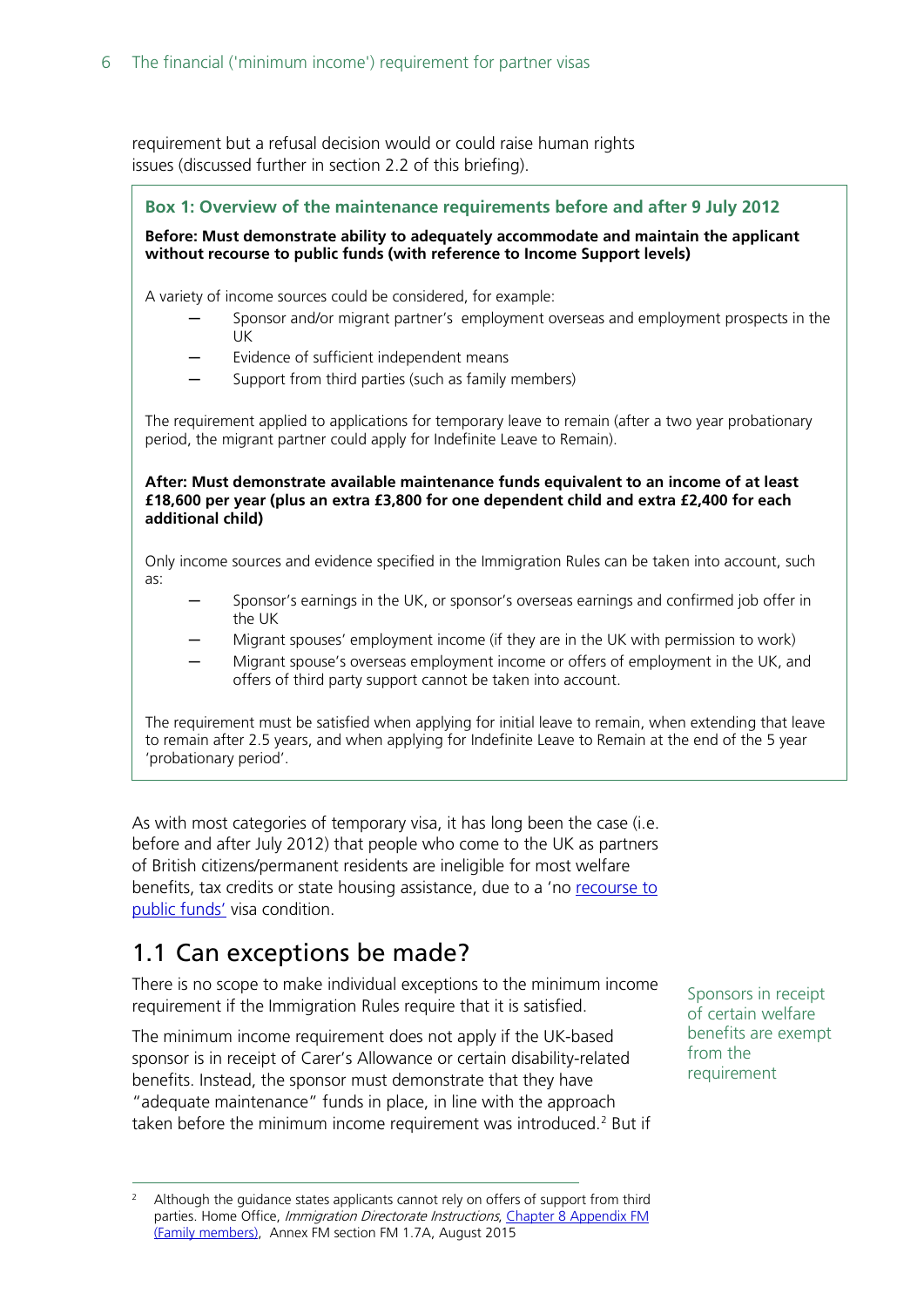requirement but a refusal decision would or could raise human rights issues (discussed further in section 2.2 of this briefing).

**Box 1: Overview of the maintenance requirements before and after 9 July 2012**

**Before: Must demonstrate ability to adequately accommodate and maintain the applicant without recourse to public funds (with reference to Income Support levels)**

A variety of income sources could be considered, for example:

- Sponsor and/or migrant partner's employment overseas and employment prospects in the UK
- Evidence of sufficient independent means
- Support from third parties (such as family members)

The requirement applied to applications for temporary leave to remain (after a two year probationary period, the migrant partner could apply for Indefinite Leave to Remain).

**After: Must demonstrate available maintenance funds equivalent to an income of at least £18,600 per year (plus an extra £3,800 for one dependent child and extra £2,400 for each additional child)**

Only income sources and evidence specified in the Immigration Rules can be taken into account, such as:

- Sponsor's earnings in the UK, or sponsor's overseas earnings and confirmed job offer in the UK
- Migrant spouses' employment income (if they are in the UK with permission to work)
- Migrant spouse's overseas employment income or offers of employment in the UK, and offers of third party support cannot be taken into account.

The requirement must be satisfied when applying for initial leave to remain, when extending that leave to remain after 2.5 years, and when applying for Indefinite Leave to Remain at the end of the 5 year 'probationary period'.

As with most categories of temporary visa, it has long been the case (i.e. before and after July 2012) that people who come to the UK as partners of British citizens/permanent residents are ineligible for most welfare benefits, tax credits or state housing assistance, due to a 'no recourse to public funds' visa condition.

## 1.1 Can exceptions be made?

There is no scope to make individual exceptions to the minimum income requirement if the Immigration Rules require that it is satisfied.

Sponsors in receipt of certain welfare benefits are exempt from the requirement

The minimum income requirement does not apply if the UK-based sponsor is in receipt of Carer's Allowance or certain disability-related benefits. Instead, the sponsor must demonstrate that they have "adequate maintenance" funds in place, in line with the approach taken before the minimum income requirement was introduced.[2] But if

[2] Although the guidance states applicants cannot rely on offers of support from third parties. Home Office, *Immigration Directorate Instructions*, Chapter 8 Appendix FM (Family members), Annex FM section FM 1.7A, August 2015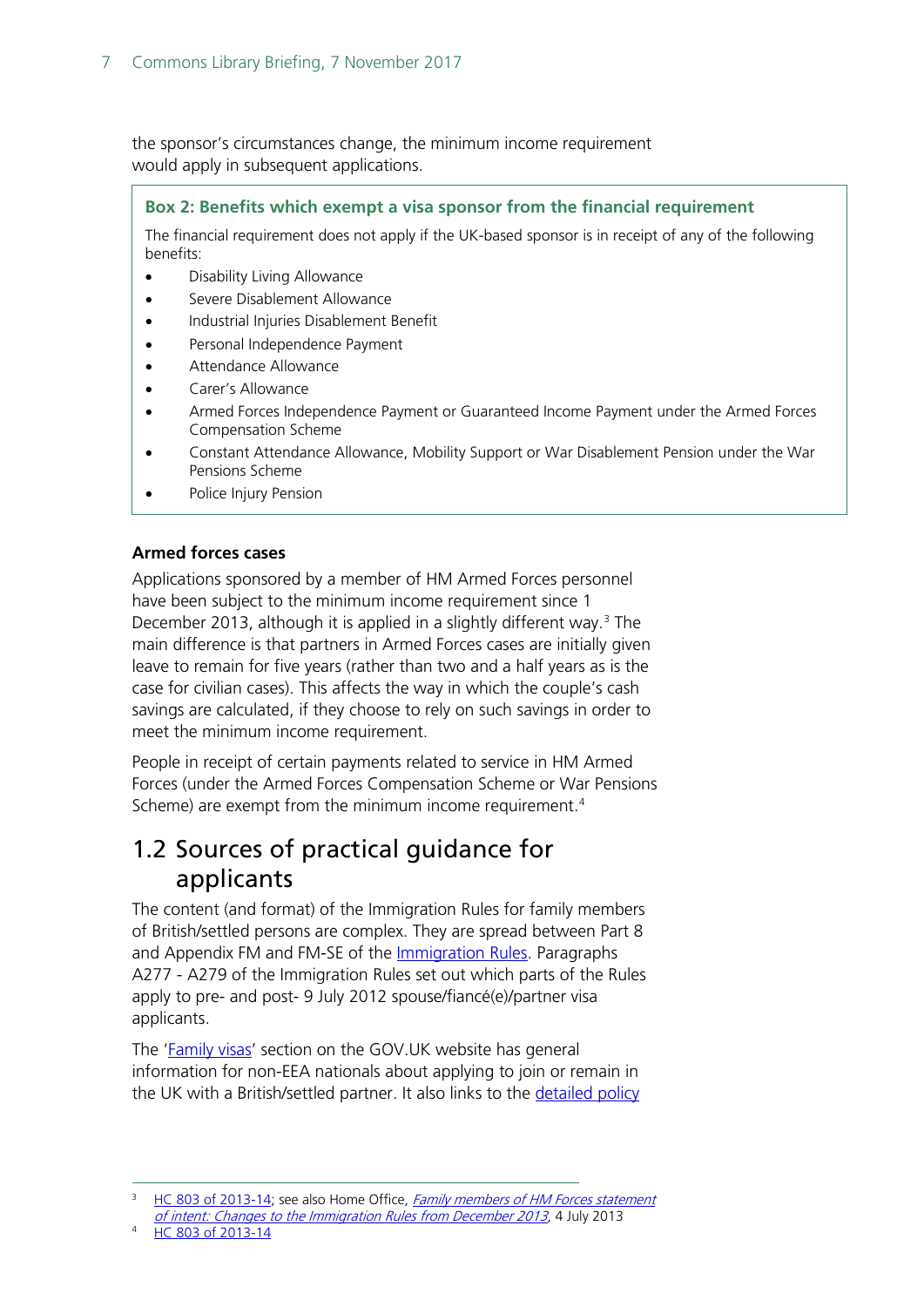the sponsor's circumstances change, the minimum income requirement would apply in subsequent applications.

> **Box 2: Benefits which exempt a visa sponsor from the financial requirement**
>
> The financial requirement does not apply if the UK-based sponsor is in receipt of any of the following benefits:
>
> - Disability Living Allowance
> - Severe Disablement Allowance
> - Industrial Injuries Disablement Benefit
> - Personal Independence Payment
> - Attendance Allowance
> - Carer's Allowance
> - Armed Forces Independence Payment or Guaranteed Income Payment under the Armed Forces Compensation Scheme
> - Constant Attendance Allowance, Mobility Support or War Disablement Pension under the War Pensions Scheme
> - Police Injury Pension

### Armed forces cases

Applications sponsored by a member of HM Armed Forces personnel have been subject to the minimum income requirement since 1 December 2013, although it is applied in a slightly different way.[3] The main difference is that partners in Armed Forces cases are initially given leave to remain for five years (rather than two and a half years as is the case for civilian cases). This affects the way in which the couple's cash savings are calculated, if they choose to rely on such savings in order to meet the minimum income requirement.

People in receipt of certain payments related to service in HM Armed Forces (under the Armed Forces Compensation Scheme or War Pensions Scheme) are exempt from the minimum income requirement.[4]

## 1.2 Sources of practical guidance for applicants

The content (and format) of the Immigration Rules for family members of British/settled persons are complex. They are spread between Part 8 and Appendix FM and FM-SE of the Immigration Rules. Paragraphs A277 - A279 of the Immigration Rules set out which parts of the Rules apply to pre- and post- 9 July 2012 spouse/fiancé(e)/partner visa applicants.

The 'Family visas' section on the GOV.UK website has general information for non-EEA nationals about applying to join or remain in the UK with a British/settled partner. It also links to the detailed policy

---

[3] HC 803 of 2013-14; see also Home Office, *Family members of HM Forces statement of intent: Changes to the Immigration Rules from December 2013*, 4 July 2013

[4] HC 803 of 2013-14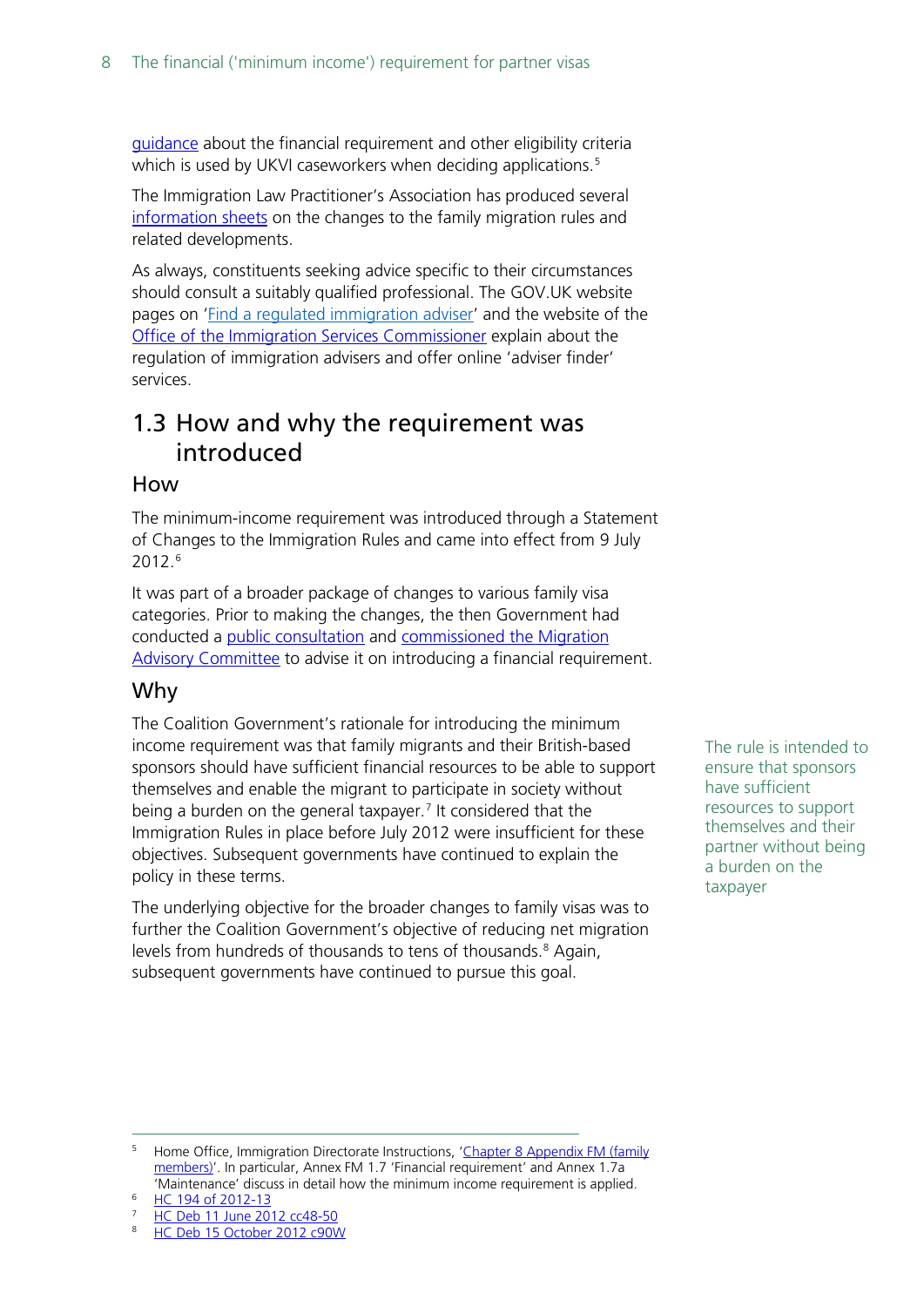guidance about the financial requirement and other eligibility criteria which is used by UKVI caseworkers when deciding applications.[5]

The Immigration Law Practitioner's Association has produced several information sheets on the changes to the family migration rules and related developments.

As always, constituents seeking advice specific to their circumstances should consult a suitably qualified professional. The GOV.UK website pages on 'Find a regulated immigration adviser' and the website of the Office of the Immigration Services Commissioner explain about the regulation of immigration advisers and offer online 'adviser finder' services.

## 1.3 How and why the requirement was introduced

### How

The minimum-income requirement was introduced through a Statement of Changes to the Immigration Rules and came into effect from 9 July 2012.[6]

It was part of a broader package of changes to various family visa categories. Prior to making the changes, the then Government had conducted a public consultation and commissioned the Migration Advisory Committee to advise it on introducing a financial requirement.

### Why

The Coalition Government's rationale for introducing the minimum income requirement was that family migrants and their British-based sponsors should have sufficient financial resources to be able to support themselves and enable the migrant to participate in society without being a burden on the general taxpayer.[7] It considered that the Immigration Rules in place before July 2012 were insufficient for these objectives. Subsequent governments have continued to explain the policy in these terms.

The rule is intended to ensure that sponsors have sufficient resources to support themselves and their partner without being a burden on the taxpayer

The underlying objective for the broader changes to family visas was to further the Coalition Government's objective of reducing net migration levels from hundreds of thousands to tens of thousands.[8] Again, subsequent governments have continued to pursue this goal.

---

[5] Home Office, Immigration Directorate Instructions, 'Chapter 8 Appendix FM (family members)'. In particular, Annex FM 1.7 'Financial requirement' and Annex 1.7a 'Maintenance' discuss in detail how the minimum income requirement is applied.

[6] HC 194 of 2012-13

[7] HC Deb 11 June 2012 cc48-50

[8] HC Deb 15 October 2012 c90W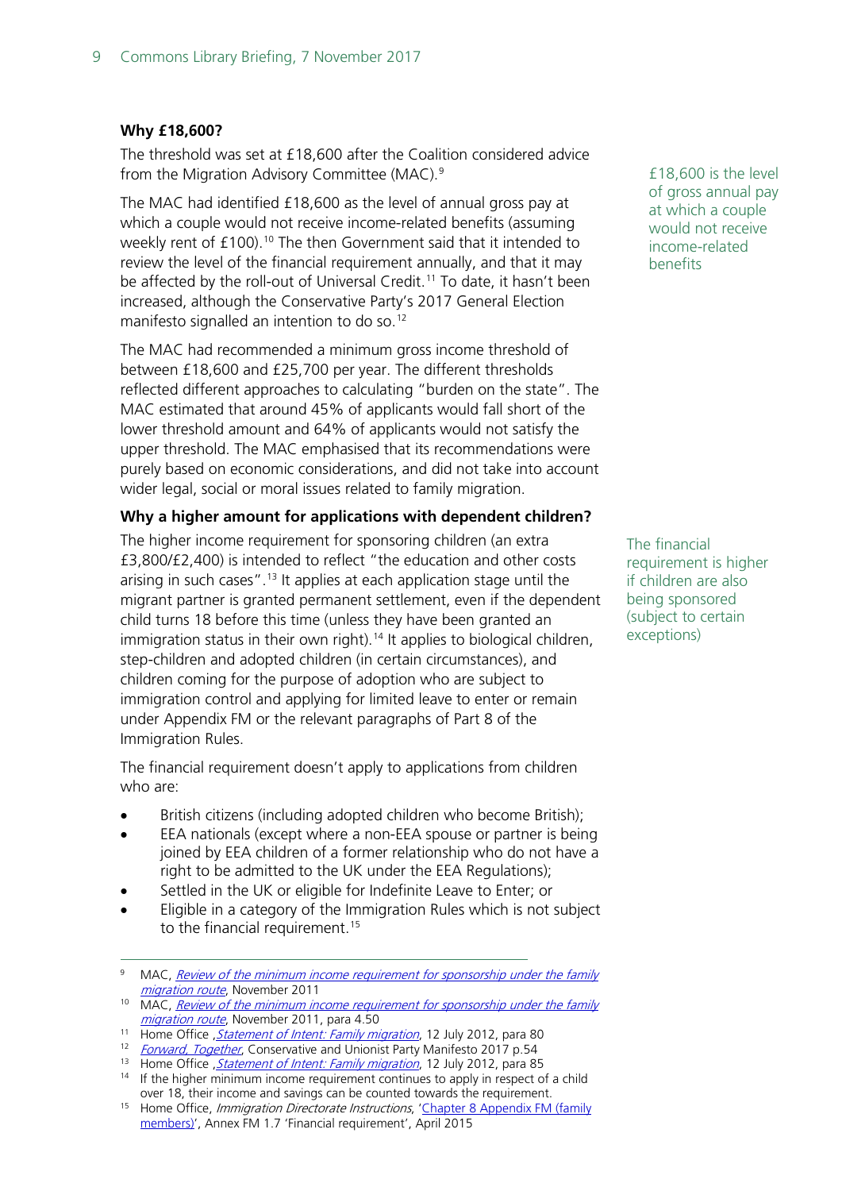### Why £18,600?

The threshold was set at £18,600 after the Coalition considered advice from the Migration Advisory Committee (MAC).[9]

£18,600 is the level of gross annual pay at which a couple would not receive income-related benefits

The MAC had identified £18,600 as the level of annual gross pay at which a couple would not receive income-related benefits (assuming weekly rent of £100).[10] The then Government said that it intended to review the level of the financial requirement annually, and that it may be affected by the roll-out of Universal Credit.[11] To date, it hasn't been increased, although the Conservative Party's 2017 General Election manifesto signalled an intention to do so.[12]

The MAC had recommended a minimum gross income threshold of between £18,600 and £25,700 per year. The different thresholds reflected different approaches to calculating "burden on the state". The MAC estimated that around 45% of applicants would fall short of the lower threshold amount and 64% of applicants would not satisfy the upper threshold. The MAC emphasised that its recommendations were purely based on economic considerations, and did not take into account wider legal, social or moral issues related to family migration.

### Why a higher amount for applications with dependent children?

The financial requirement is higher if children are also being sponsored (subject to certain exceptions)

The higher income requirement for sponsoring children (an extra £3,800/£2,400) is intended to reflect "the education and other costs arising in such cases".[13] It applies at each application stage until the migrant partner is granted permanent settlement, even if the dependent child turns 18 before this time (unless they have been granted an immigration status in their own right).[14] It applies to biological children, step-children and adopted children (in certain circumstances), and children coming for the purpose of adoption who are subject to immigration control and applying for limited leave to enter or remain under Appendix FM or the relevant paragraphs of Part 8 of the Immigration Rules.

The financial requirement doesn't apply to applications from children who are:

- British citizens (including adopted children who become British);
- EEA nationals (except where a non-EEA spouse or partner is being joined by EEA children of a former relationship who do not have a right to be admitted to the UK under the EEA Regulations);
- Settled in the UK or eligible for Indefinite Leave to Enter; or
- Eligible in a category of the Immigration Rules which is not subject to the financial requirement.[15]

---

[9] MAC, *Review of the minimum income requirement for sponsorship under the family migration route*, November 2011

[10] MAC, *Review of the minimum income requirement for sponsorship under the family migration route*, November 2011, para 4.50

[11] Home Office ,*Statement of Intent: Family migration*, 12 July 2012, para 80

[12] *Forward, Together*, Conservative and Unionist Party Manifesto 2017 p.54

[13] Home Office ,*Statement of Intent: Family migration*, 12 July 2012, para 85

[14] If the higher minimum income requirement continues to apply in respect of a child over 18, their income and savings can be counted towards the requirement.

[15] Home Office, *Immigration Directorate Instructions*, 'Chapter 8 Appendix FM (family members)', Annex FM 1.7 'Financial requirement', April 2015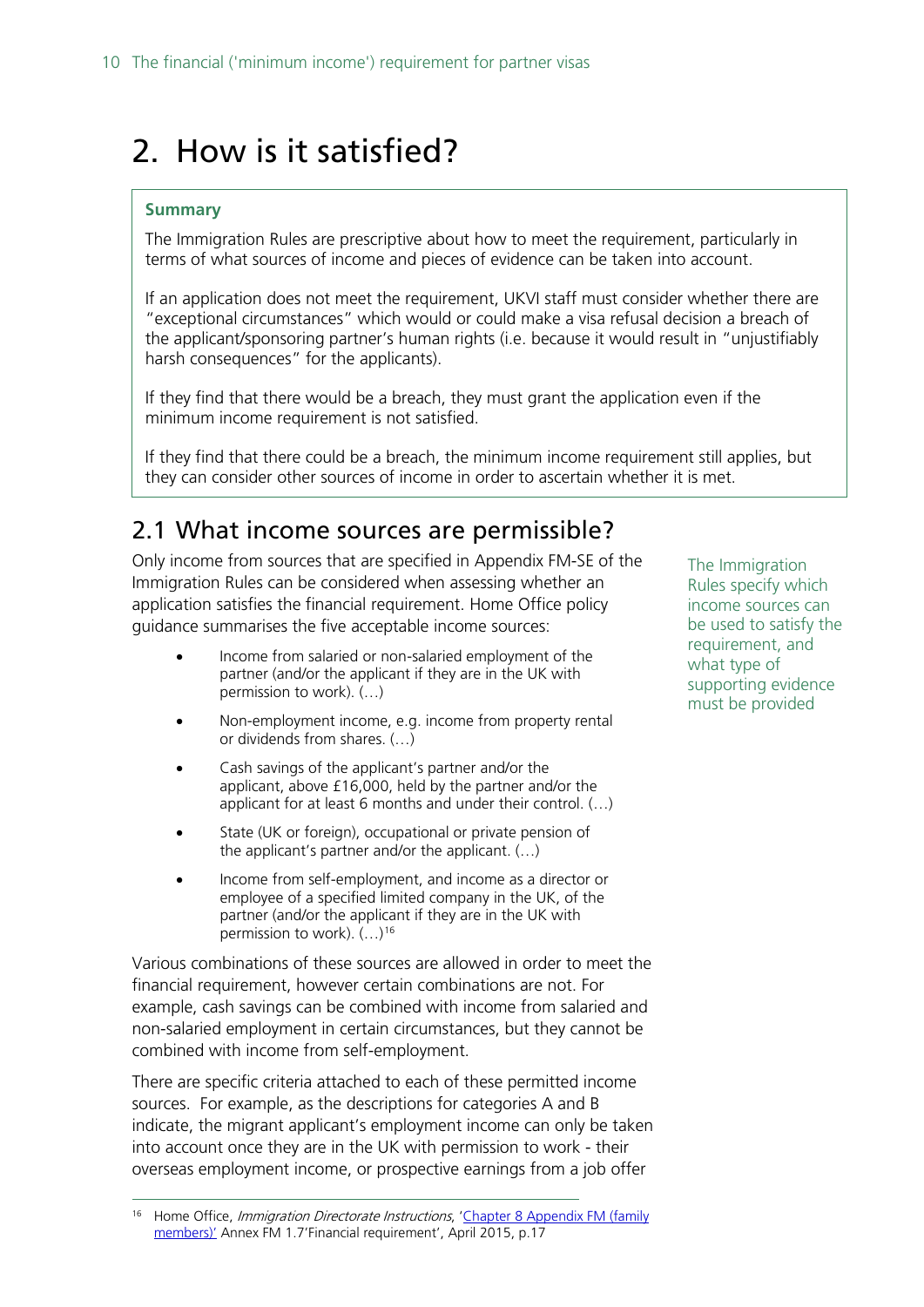# 2. How is it satisfied?

**Summary**

The Immigration Rules are prescriptive about how to meet the requirement, particularly in terms of what sources of income and pieces of evidence can be taken into account.

If an application does not meet the requirement, UKVI staff must consider whether there are "exceptional circumstances" which would or could make a visa refusal decision a breach of the applicant/sponsoring partner's human rights (i.e. because it would result in "unjustifiably harsh consequences" for the applicants).

If they find that there would be a breach, they must grant the application even if the minimum income requirement is not satisfied.

If they find that there could be a breach, the minimum income requirement still applies, but they can consider other sources of income in order to ascertain whether it is met.

## 2.1 What income sources are permissible?

The Immigration Rules specify which income sources can be used to satisfy the requirement, and what type of supporting evidence must be provided

Only income from sources that are specified in Appendix FM-SE of the Immigration Rules can be considered when assessing whether an application satisfies the financial requirement. Home Office policy guidance summarises the five acceptable income sources:

- Income from salaried or non-salaried employment of the partner (and/or the applicant if they are in the UK with permission to work). (…)
- Non-employment income, e.g. income from property rental or dividends from shares. (…)
- Cash savings of the applicant's partner and/or the applicant, above £16,000, held by the partner and/or the applicant for at least 6 months and under their control. (…)
- State (UK or foreign), occupational or private pension of the applicant's partner and/or the applicant. (…)
- Income from self-employment, and income as a director or employee of a specified limited company in the UK, of the partner (and/or the applicant if they are in the UK with permission to work). (…)[16]

Various combinations of these sources are allowed in order to meet the financial requirement, however certain combinations are not. For example, cash savings can be combined with income from salaried and non-salaried employment in certain circumstances, but they cannot be combined with income from self-employment.

There are specific criteria attached to each of these permitted income sources. For example, as the descriptions for categories A and B indicate, the migrant applicant's employment income can only be taken into account once they are in the UK with permission to work - their overseas employment income, or prospective earnings from a job offer

[16] Home Office, *Immigration Directorate Instructions*, 'Chapter 8 Appendix FM (family members)' Annex FM 1.7'Financial requirement', April 2015, p.17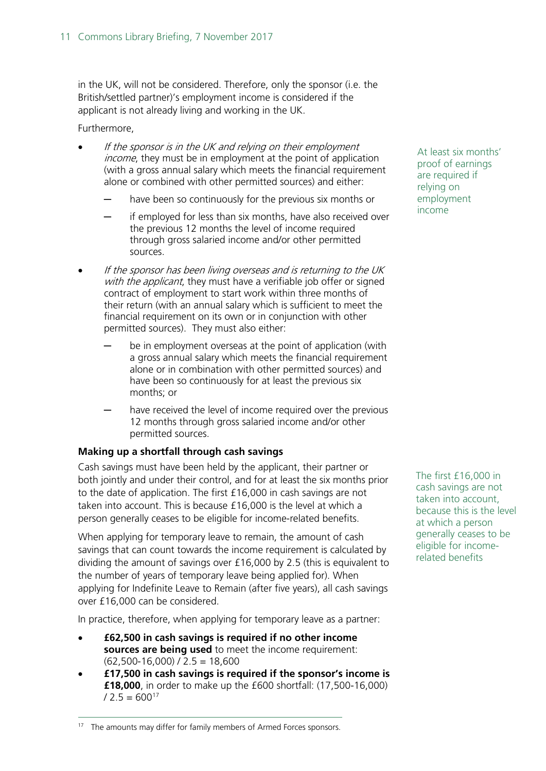in the UK, will not be considered. Therefore, only the sponsor (i.e. the British/settled partner)'s employment income is considered if the applicant is not already living and working in the UK.

Furthermore,

At least six months' proof of earnings are required if relying on employment income

- *If the sponsor is in the UK and relying on their employment income*, they must be in employment at the point of application (with a gross annual salary which meets the financial requirement alone or combined with other permitted sources) and either:
  - have been so continuously for the previous six months or
  - if employed for less than six months, have also received over the previous 12 months the level of income required through gross salaried income and/or other permitted sources.
- *If the sponsor has been living overseas and is returning to the UK with the applicant*, they must have a verifiable job offer or signed contract of employment to start work within three months of their return (with an annual salary which is sufficient to meet the financial requirement on its own or in conjunction with other permitted sources). They must also either:
  - be in employment overseas at the point of application (with a gross annual salary which meets the financial requirement alone or in combination with other permitted sources) and have been so continuously for at least the previous six months; or
  - have received the level of income required over the previous 12 months through gross salaried income and/or other permitted sources.

### Making up a shortfall through cash savings

The first £16,000 in cash savings are not taken into account, because this is the level at which a person generally ceases to be eligible for income-related benefits

Cash savings must have been held by the applicant, their partner or both jointly and under their control, and for at least the six months prior to the date of application. The first £16,000 in cash savings are not taken into account. This is because £16,000 is the level at which a person generally ceases to be eligible for income-related benefits.

When applying for temporary leave to remain, the amount of cash savings that can count towards the income requirement is calculated by dividing the amount of savings over £16,000 by 2.5 (this is equivalent to the number of years of temporary leave being applied for). When applying for Indefinite Leave to Remain (after five years), all cash savings over £16,000 can be considered.

In practice, therefore, when applying for temporary leave as a partner:

- **£62,500 in cash savings is required if no other income sources are being used** to meet the income requirement: (62,500-16,000) / 2.5 = 18,600
- **£17,500 in cash savings is required if the sponsor's income is £18,000**, in order to make up the £600 shortfall: (17,500-16,000) / 2.5 = 600[17]

[17] The amounts may differ for family members of Armed Forces sponsors.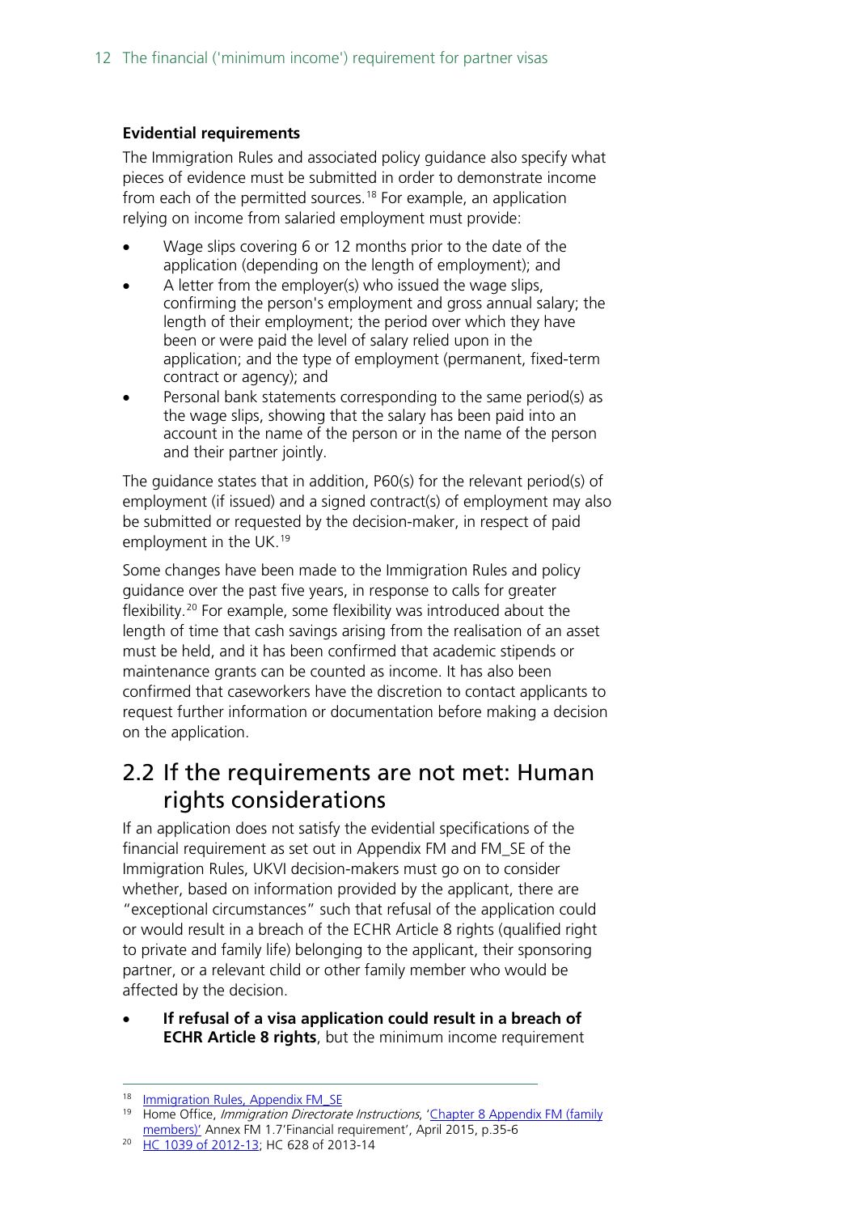**Evidential requirements**

The Immigration Rules and associated policy guidance also specify what pieces of evidence must be submitted in order to demonstrate income from each of the permitted sources.[18] For example, an application relying on income from salaried employment must provide:

- Wage slips covering 6 or 12 months prior to the date of the application (depending on the length of employment); and
- A letter from the employer(s) who issued the wage slips, confirming the person's employment and gross annual salary; the length of their employment; the period over which they have been or were paid the level of salary relied upon in the application; and the type of employment (permanent, fixed-term contract or agency); and
- Personal bank statements corresponding to the same period(s) as the wage slips, showing that the salary has been paid into an account in the name of the person or in the name of the person and their partner jointly.

The guidance states that in addition, P60(s) for the relevant period(s) of employment (if issued) and a signed contract(s) of employment may also be submitted or requested by the decision-maker, in respect of paid employment in the UK.[19]

Some changes have been made to the Immigration Rules and policy guidance over the past five years, in response to calls for greater flexibility.[20] For example, some flexibility was introduced about the length of time that cash savings arising from the realisation of an asset must be held, and it has been confirmed that academic stipends or maintenance grants can be counted as income. It has also been confirmed that caseworkers have the discretion to contact applicants to request further information or documentation before making a decision on the application.

## 2.2 If the requirements are not met: Human rights considerations

If an application does not satisfy the evidential specifications of the financial requirement as set out in Appendix FM and FM_SE of the Immigration Rules, UKVI decision-makers must go on to consider whether, based on information provided by the applicant, there are "exceptional circumstances" such that refusal of the application could or would result in a breach of the ECHR Article 8 rights (qualified right to private and family life) belonging to the applicant, their sponsoring partner, or a relevant child or other family member who would be affected by the decision.

- **If refusal of a visa application could result in a breach of ECHR Article 8 rights**, but the minimum income requirement

---

[18] Immigration Rules, Appendix FM_SE

[19] Home Office, *Immigration Directorate Instructions*, 'Chapter 8 Appendix FM (family members)' Annex FM 1.7'Financial requirement', April 2015, p.35-6

[20] HC 1039 of 2012-13; HC 628 of 2013-14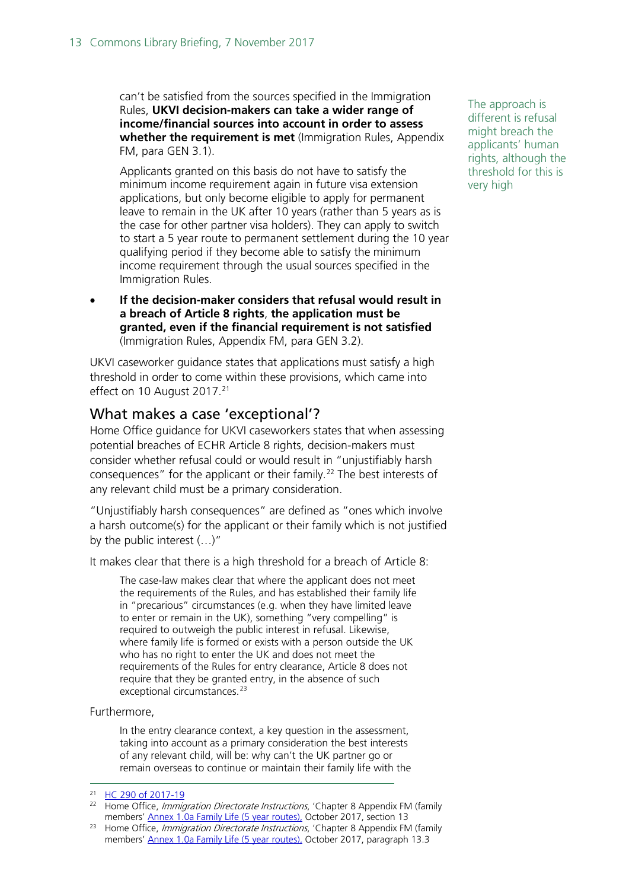can't be satisfied from the sources specified in the Immigration Rules, **UKVI decision-makers can take a wider range of income/financial sources into account in order to assess whether the requirement is met** (Immigration Rules, Appendix FM, para GEN 3.1).

Applicants granted on this basis do not have to satisfy the minimum income requirement again in future visa extension applications, but only become eligible to apply for permanent leave to remain in the UK after 10 years (rather than 5 years as is the case for other partner visa holders). They can apply to switch to start a 5 year route to permanent settlement during the 10 year qualifying period if they become able to satisfy the minimum income requirement through the usual sources specified in the Immigration Rules.

- **If the decision-maker considers that refusal would result in a breach of Article 8 rights**, **the application must be granted, even if the financial requirement is not satisfied** (Immigration Rules, Appendix FM, para GEN 3.2).

The approach is different is refusal might breach the applicants' human rights, although the threshold for this is very high

UKVI caseworker guidance states that applications must satisfy a high threshold in order to come within these provisions, which came into effect on 10 August 2017.[21]

## What makes a case 'exceptional'?

Home Office guidance for UKVI caseworkers states that when assessing potential breaches of ECHR Article 8 rights, decision-makers must consider whether refusal could or would result in "unjustifiably harsh consequences" for the applicant or their family.[22] The best interests of any relevant child must be a primary consideration.

"Unjustifiably harsh consequences" are defined as "ones which involve a harsh outcome(s) for the applicant or their family which is not justified by the public interest (…)"

It makes clear that there is a high threshold for a breach of Article 8:

> The case-law makes clear that where the applicant does not meet the requirements of the Rules, and has established their family life in "precarious" circumstances (e.g. when they have limited leave to enter or remain in the UK), something "very compelling" is required to outweigh the public interest in refusal. Likewise, where family life is formed or exists with a person outside the UK who has no right to enter the UK and does not meet the requirements of the Rules for entry clearance, Article 8 does not require that they be granted entry, in the absence of such exceptional circumstances.[23]

Furthermore,

> In the entry clearance context, a key question in the assessment, taking into account as a primary consideration the best interests of any relevant child, will be: why can't the UK partner go or remain overseas to continue or maintain their family life with the

---

[21] HC 290 of 2017-19

[22] Home Office, *Immigration Directorate Instructions*, 'Chapter 8 Appendix FM (family members' Annex 1.0a Family Life (5 year routes), October 2017, section 13

[23] Home Office, *Immigration Directorate Instructions*, 'Chapter 8 Appendix FM (family members' Annex 1.0a Family Life (5 year routes), October 2017, paragraph 13.3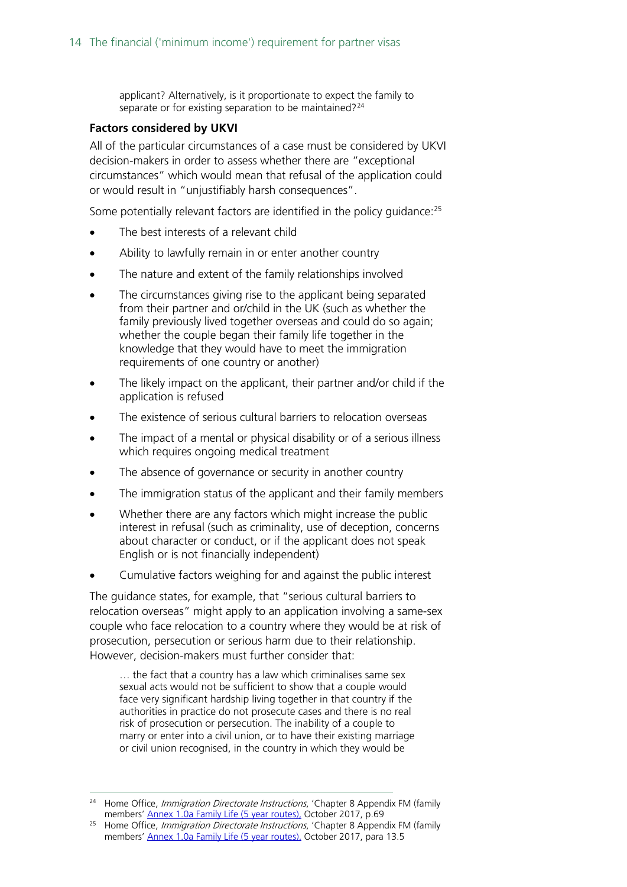applicant? Alternatively, is it proportionate to expect the family to separate or for existing separation to be maintained?[24]

### Factors considered by UKVI

All of the particular circumstances of a case must be considered by UKVI decision-makers in order to assess whether there are "exceptional circumstances" which would mean that refusal of the application could or would result in "unjustifiably harsh consequences".

Some potentially relevant factors are identified in the policy guidance:[25]

- The best interests of a relevant child
- Ability to lawfully remain in or enter another country
- The nature and extent of the family relationships involved
- The circumstances giving rise to the applicant being separated from their partner and or/child in the UK (such as whether the family previously lived together overseas and could do so again; whether the couple began their family life together in the knowledge that they would have to meet the immigration requirements of one country or another)
- The likely impact on the applicant, their partner and/or child if the application is refused
- The existence of serious cultural barriers to relocation overseas
- The impact of a mental or physical disability or of a serious illness which requires ongoing medical treatment
- The absence of governance or security in another country
- The immigration status of the applicant and their family members
- Whether there are any factors which might increase the public interest in refusal (such as criminality, use of deception, concerns about character or conduct, or if the applicant does not speak English or is not financially independent)
- Cumulative factors weighing for and against the public interest

The guidance states, for example, that "serious cultural barriers to relocation overseas" might apply to an application involving a same-sex couple who face relocation to a country where they would be at risk of prosecution, persecution or serious harm due to their relationship. However, decision-makers must further consider that:

> … the fact that a country has a law which criminalises same sex sexual acts would not be sufficient to show that a couple would face very significant hardship living together in that country if the authorities in practice do not prosecute cases and there is no real risk of prosecution or persecution. The inability of a couple to marry or enter into a civil union, or to have their existing marriage or civil union recognised, in the country in which they would be

---

[24] Home Office, *Immigration Directorate Instructions*, 'Chapter 8 Appendix FM (family members' Annex 1.0a Family Life (5 year routes), October 2017, p.69

[25] Home Office, *Immigration Directorate Instructions*, 'Chapter 8 Appendix FM (family members' Annex 1.0a Family Life (5 year routes), October 2017, para 13.5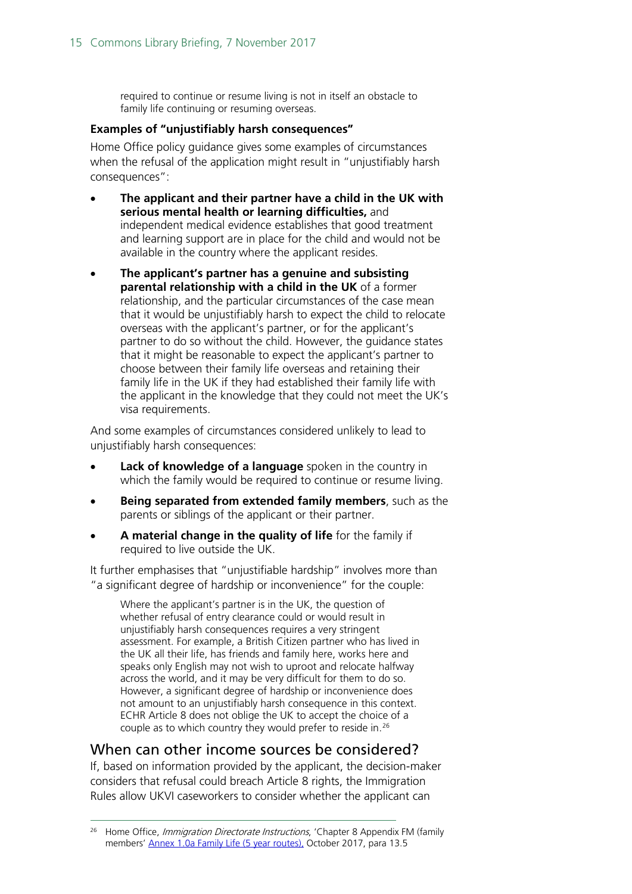> required to continue or resume living is not in itself an obstacle to family life continuing or resuming overseas.

**Examples of "unjustifiably harsh consequences"**

Home Office policy guidance gives some examples of circumstances when the refusal of the application might result in "unjustifiably harsh consequences":

- **The applicant and their partner have a child in the UK with serious mental health or learning difficulties,** and independent medical evidence establishes that good treatment and learning support are in place for the child and would not be available in the country where the applicant resides.
- **The applicant's partner has a genuine and subsisting parental relationship with a child in the UK** of a former relationship, and the particular circumstances of the case mean that it would be unjustifiably harsh to expect the child to relocate overseas with the applicant's partner, or for the applicant's partner to do so without the child. However, the guidance states that it might be reasonable to expect the applicant's partner to choose between their family life overseas and retaining their family life in the UK if they had established their family life with the applicant in the knowledge that they could not meet the UK's visa requirements.

And some examples of circumstances considered unlikely to lead to unjustifiably harsh consequences:

- **Lack of knowledge of a language** spoken in the country in which the family would be required to continue or resume living.
- **Being separated from extended family members**, such as the parents or siblings of the applicant or their partner.
- **A material change in the quality of life** for the family if required to live outside the UK.

It further emphasises that "unjustifiable hardship" involves more than "a significant degree of hardship or inconvenience" for the couple:

> Where the applicant's partner is in the UK, the question of whether refusal of entry clearance could or would result in unjustifiably harsh consequences requires a very stringent assessment. For example, a British Citizen partner who has lived in the UK all their life, has friends and family here, works here and speaks only English may not wish to uproot and relocate halfway across the world, and it may be very difficult for them to do so. However, a significant degree of hardship or inconvenience does not amount to an unjustifiably harsh consequence in this context. ECHR Article 8 does not oblige the UK to accept the choice of a couple as to which country they would prefer to reside in.[26]

## When can other income sources be considered?

If, based on information provided by the applicant, the decision-maker considers that refusal could breach Article 8 rights, the Immigration Rules allow UKVI caseworkers to consider whether the applicant can

[26] Home Office, *Immigration Directorate Instructions*, 'Chapter 8 Appendix FM (family members' Annex 1.0a Family Life (5 year routes), October 2017, para 13.5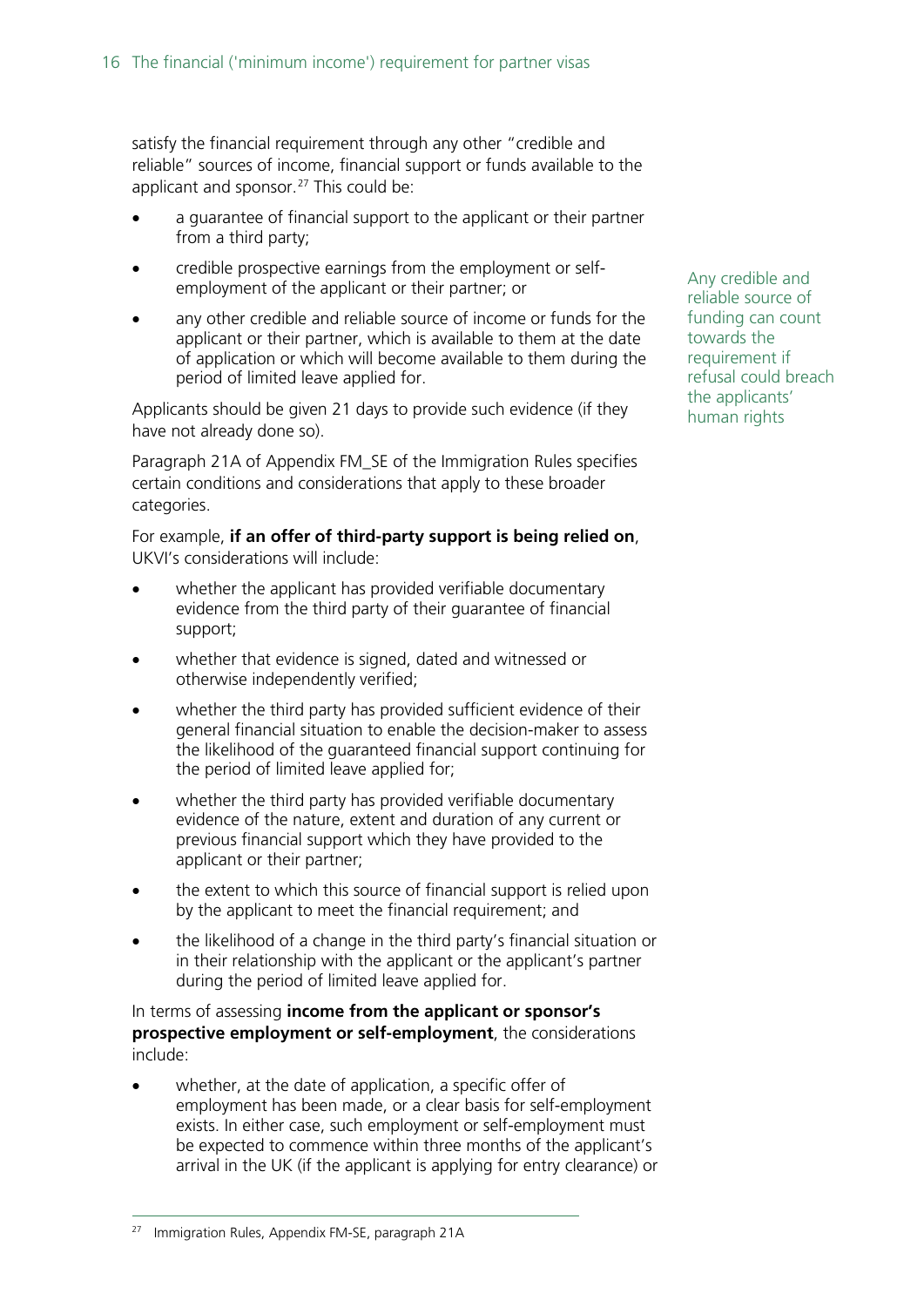satisfy the financial requirement through any other "credible and reliable" sources of income, financial support or funds available to the applicant and sponsor.[27] This could be:

- a guarantee of financial support to the applicant or their partner from a third party;
- credible prospective earnings from the employment or self-employment of the applicant or their partner; or
- any other credible and reliable source of income or funds for the applicant or their partner, which is available to them at the date of application or which will become available to them during the period of limited leave applied for.

Any credible and reliable source of funding can count towards the requirement if refusal could breach the applicants' human rights

Applicants should be given 21 days to provide such evidence (if they have not already done so).

Paragraph 21A of Appendix FM_SE of the Immigration Rules specifies certain conditions and considerations that apply to these broader categories.

For example, **if an offer of third-party support is being relied on**, UKVI's considerations will include:

- whether the applicant has provided verifiable documentary evidence from the third party of their guarantee of financial support;
- whether that evidence is signed, dated and witnessed or otherwise independently verified;
- whether the third party has provided sufficient evidence of their general financial situation to enable the decision-maker to assess the likelihood of the guaranteed financial support continuing for the period of limited leave applied for;
- whether the third party has provided verifiable documentary evidence of the nature, extent and duration of any current or previous financial support which they have provided to the applicant or their partner;
- the extent to which this source of financial support is relied upon by the applicant to meet the financial requirement; and
- the likelihood of a change in the third party's financial situation or in their relationship with the applicant or the applicant's partner during the period of limited leave applied for.

In terms of assessing **income from the applicant or sponsor's prospective employment or self-employment**, the considerations include:

- whether, at the date of application, a specific offer of employment has been made, or a clear basis for self-employment exists. In either case, such employment or self-employment must be expected to commence within three months of the applicant's arrival in the UK (if the applicant is applying for entry clearance) or

[27] Immigration Rules, Appendix FM-SE, paragraph 21A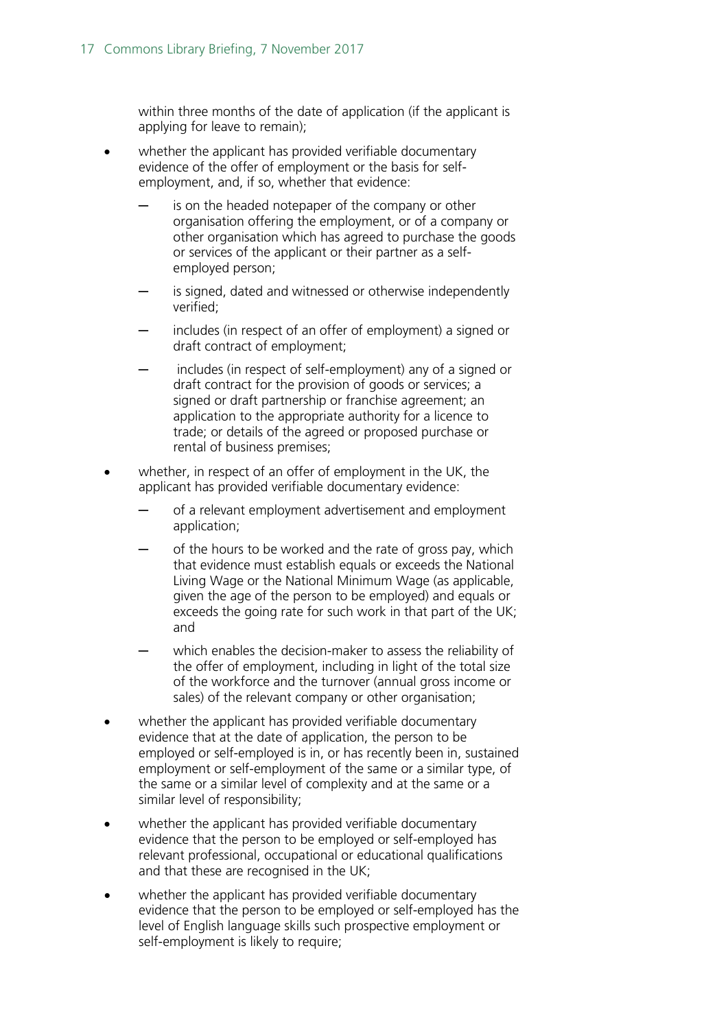within three months of the date of application (if the applicant is applying for leave to remain);

- whether the applicant has provided verifiable documentary evidence of the offer of employment or the basis for self-employment, and, if so, whether that evidence:
  - is on the headed notepaper of the company or other organisation offering the employment, or of a company or other organisation which has agreed to purchase the goods or services of the applicant or their partner as a self-employed person;
  - is signed, dated and witnessed or otherwise independently verified;
  - includes (in respect of an offer of employment) a signed or draft contract of employment;
  - includes (in respect of self-employment) any of a signed or draft contract for the provision of goods or services; a signed or draft partnership or franchise agreement; an application to the appropriate authority for a licence to trade; or details of the agreed or proposed purchase or rental of business premises;
- whether, in respect of an offer of employment in the UK, the applicant has provided verifiable documentary evidence:
  - of a relevant employment advertisement and employment application;
  - of the hours to be worked and the rate of gross pay, which that evidence must establish equals or exceeds the National Living Wage or the National Minimum Wage (as applicable, given the age of the person to be employed) and equals or exceeds the going rate for such work in that part of the UK; and
  - which enables the decision-maker to assess the reliability of the offer of employment, including in light of the total size of the workforce and the turnover (annual gross income or sales) of the relevant company or other organisation;
- whether the applicant has provided verifiable documentary evidence that at the date of application, the person to be employed or self-employed is in, or has recently been in, sustained employment or self-employment of the same or a similar type, of the same or a similar level of complexity and at the same or a similar level of responsibility;
- whether the applicant has provided verifiable documentary evidence that the person to be employed or self-employed has relevant professional, occupational or educational qualifications and that these are recognised in the UK;
- whether the applicant has provided verifiable documentary evidence that the person to be employed or self-employed has the level of English language skills such prospective employment or self-employment is likely to require;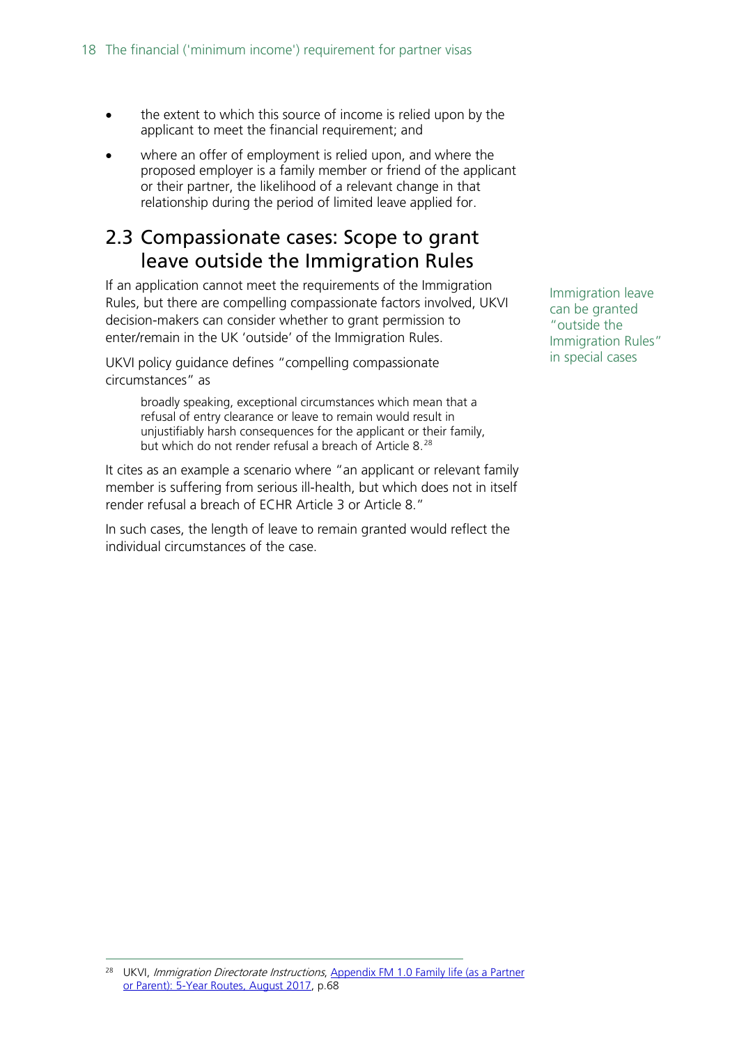- the extent to which this source of income is relied upon by the applicant to meet the financial requirement; and
- where an offer of employment is relied upon, and where the proposed employer is a family member or friend of the applicant or their partner, the likelihood of a relevant change in that relationship during the period of limited leave applied for.

## 2.3 Compassionate cases: Scope to grant leave outside the Immigration Rules

Immigration leave can be granted "outside the Immigration Rules" in special cases

If an application cannot meet the requirements of the Immigration Rules, but there are compelling compassionate factors involved, UKVI decision-makers can consider whether to grant permission to enter/remain in the UK 'outside' of the Immigration Rules.

UKVI policy guidance defines "compelling compassionate circumstances" as

> broadly speaking, exceptional circumstances which mean that a refusal of entry clearance or leave to remain would result in unjustifiably harsh consequences for the applicant or their family, but which do not render refusal a breach of Article 8.[28]

It cites as an example a scenario where "an applicant or relevant family member is suffering from serious ill-health, but which does not in itself render refusal a breach of ECHR Article 3 or Article 8."

In such cases, the length of leave to remain granted would reflect the individual circumstances of the case.

---

[28] UKVI, *Immigration Directorate Instructions*, Appendix FM 1.0 Family life (as a Partner or Parent): 5-Year Routes, August 2017, p.68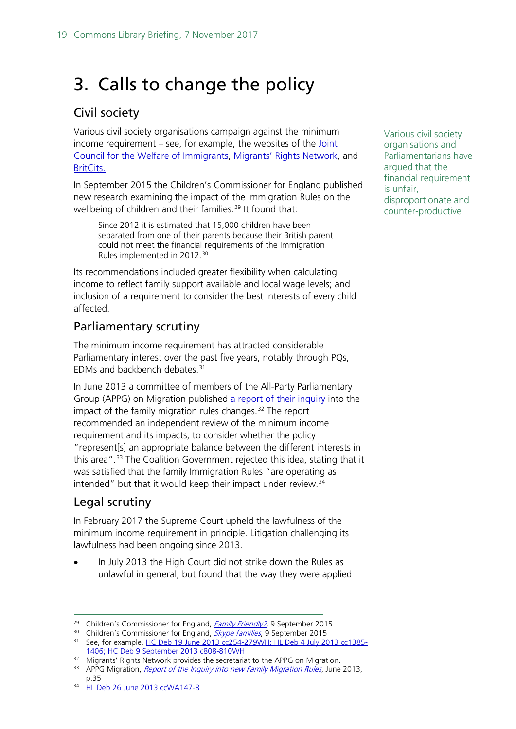# 3. Calls to change the policy

## Civil society

Various civil society organisations campaign against the minimum income requirement – see, for example, the websites of the Joint Council for the Welfare of Immigrants, Migrants' Rights Network, and BritCits.

Various civil society organisations and Parliamentarians have argued that the financial requirement is unfair, disproportionate and counter-productive

In September 2015 the Children's Commissioner for England published new research examining the impact of the Immigration Rules on the wellbeing of children and their families.[29] It found that:

> Since 2012 it is estimated that 15,000 children have been separated from one of their parents because their British parent could not meet the financial requirements of the Immigration Rules implemented in 2012.[30]

Its recommendations included greater flexibility when calculating income to reflect family support available and local wage levels; and inclusion of a requirement to consider the best interests of every child affected.

## Parliamentary scrutiny

The minimum income requirement has attracted considerable Parliamentary interest over the past five years, notably through PQs, EDMs and backbench debates.[31]

In June 2013 a committee of members of the All-Party Parliamentary Group (APPG) on Migration published a report of their inquiry into the impact of the family migration rules changes.[32] The report recommended an independent review of the minimum income requirement and its impacts, to consider whether the policy "represent[s] an appropriate balance between the different interests in this area".[33] The Coalition Government rejected this idea, stating that it was satisfied that the family Immigration Rules "are operating as intended" but that it would keep their impact under review.[34]

## Legal scrutiny

In February 2017 the Supreme Court upheld the lawfulness of the minimum income requirement in principle. Litigation challenging its lawfulness had been ongoing since 2013.

- In July 2013 the High Court did not strike down the Rules as unlawful in general, but found that the way they were applied

---

[29] Children's Commissioner for England, *Family Friendly?*, 9 September 2015

[30] Children's Commissioner for England, *Skype families*, 9 September 2015

[31] See, for example, HC Deb 19 June 2013 cc254-279WH; HL Deb 4 July 2013 cc1385-1406; HC Deb 9 September 2013 c808-810WH

[32] Migrants' Rights Network provides the secretariat to the APPG on Migration.

[33] APPG Migration, *Report of the Inquiry into new Family Migration Rules*, June 2013, p.35

[34] HL Deb 26 June 2013 ccWA147-8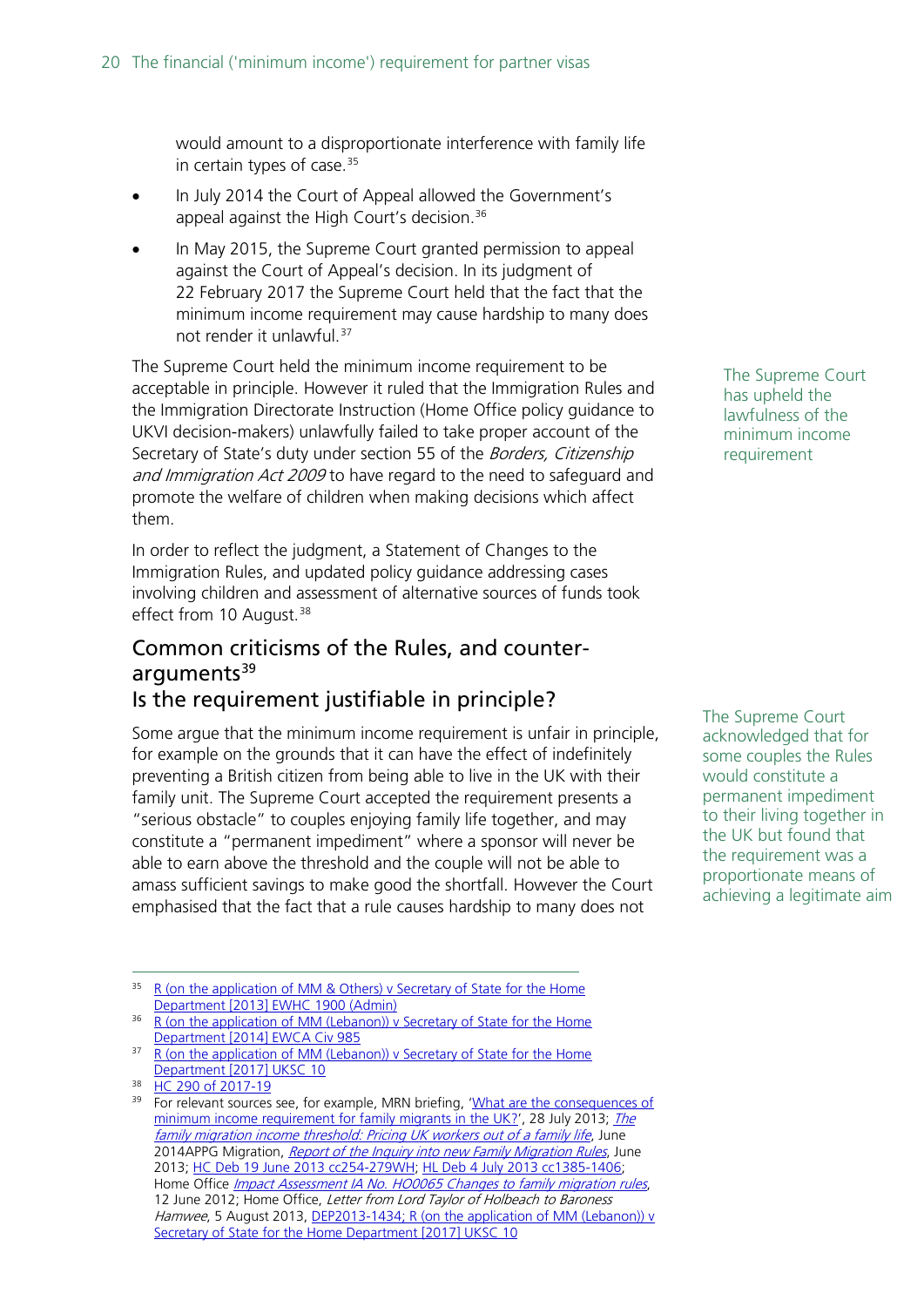would amount to a disproportionate interference with family life in certain types of case.[35]

- In July 2014 the Court of Appeal allowed the Government's appeal against the High Court's decision.[36]
- In May 2015, the Supreme Court granted permission to appeal against the Court of Appeal's decision. In its judgment of 22 February 2017 the Supreme Court held that the fact that the minimum income requirement may cause hardship to many does not render it unlawful.[37]

The Supreme Court has upheld the lawfulness of the minimum income requirement

The Supreme Court held the minimum income requirement to be acceptable in principle. However it ruled that the Immigration Rules and the Immigration Directorate Instruction (Home Office policy guidance to UKVI decision-makers) unlawfully failed to take proper account of the Secretary of State's duty under section 55 of the *Borders, Citizenship and Immigration Act 2009* to have regard to the need to safeguard and promote the welfare of children when making decisions which affect them.

In order to reflect the judgment, a Statement of Changes to the Immigration Rules, and updated policy guidance addressing cases involving children and assessment of alternative sources of funds took effect from 10 August.[38]

## Common criticisms of the Rules, and counter-arguments[39]

## Is the requirement justifiable in principle?

The Supreme Court acknowledged that for some couples the Rules would constitute a permanent impediment to their living together in the UK but found that the requirement was a proportionate means of achieving a legitimate aim

Some argue that the minimum income requirement is unfair in principle, for example on the grounds that it can have the effect of indefinitely preventing a British citizen from being able to live in the UK with their family unit. The Supreme Court accepted the requirement presents a "serious obstacle" to couples enjoying family life together, and may constitute a "permanent impediment" where a sponsor will never be able to earn above the threshold and the couple will not be able to amass sufficient savings to make good the shortfall. However the Court emphasised that the fact that a rule causes hardship to many does not

---

[35] R (on the application of MM & Others) v Secretary of State for the Home Department [2013] EWHC 1900 (Admin)

[36] R (on the application of MM (Lebanon)) v Secretary of State for the Home Department [2014] EWCA Civ 985

[37] R (on the application of MM (Lebanon)) v Secretary of State for the Home Department [2017] UKSC 10

[38] HC 290 of 2017-19

[39] For relevant sources see, for example, MRN briefing, 'What are the consequences of minimum income requirement for family migrants in the UK?', 28 July 2013; *The family migration income threshold: Pricing UK workers out of a family life*, June 2014APPG Migration, *Report of the Inquiry into new Family Migration Rules*, June 2013; HC Deb 19 June 2013 cc254-279WH; HL Deb 4 July 2013 cc1385-1406; Home Office *Impact Assessment IA No. HO0065 Changes to family migration rules*, 12 June 2012; Home Office, *Letter from Lord Taylor of Holbeach to Baroness Hamwee*, 5 August 2013, DEP2013-1434; R (on the application of MM (Lebanon)) v Secretary of State for the Home Department [2017] UKSC 10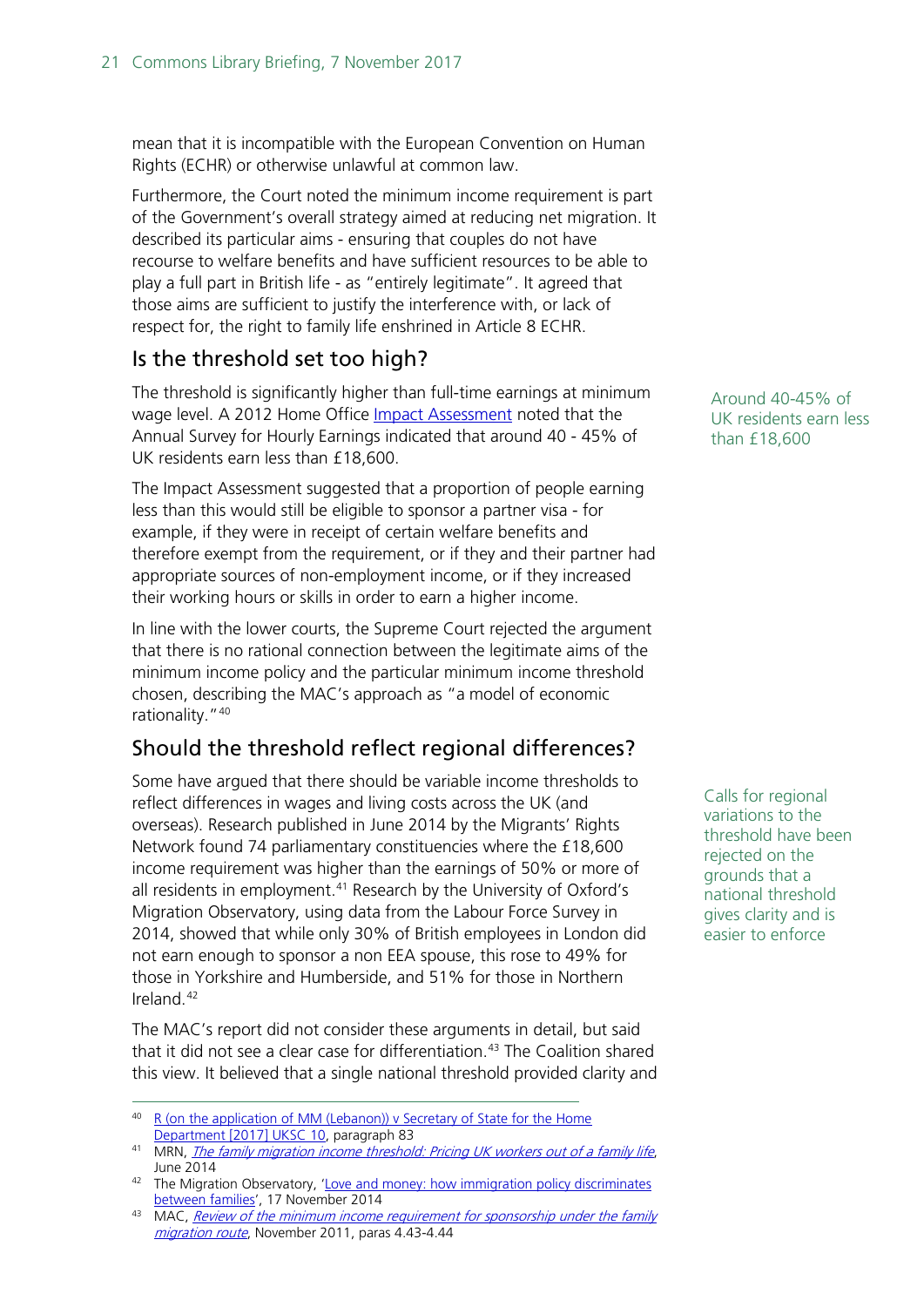mean that it is incompatible with the European Convention on Human Rights (ECHR) or otherwise unlawful at common law.

Furthermore, the Court noted the minimum income requirement is part of the Government's overall strategy aimed at reducing net migration. It described its particular aims - ensuring that couples do not have recourse to welfare benefits and have sufficient resources to be able to play a full part in British life - as "entirely legitimate". It agreed that those aims are sufficient to justify the interference with, or lack of respect for, the right to family life enshrined in Article 8 ECHR.

## Is the threshold set too high?

Around 40-45% of UK residents earn less than £18,600

The threshold is significantly higher than full-time earnings at minimum wage level. A 2012 Home Office [Impact Assessment](#) noted that the Annual Survey for Hourly Earnings indicated that around 40 - 45% of UK residents earn less than £18,600.

The Impact Assessment suggested that a proportion of people earning less than this would still be eligible to sponsor a partner visa - for example, if they were in receipt of certain welfare benefits and therefore exempt from the requirement, or if they and their partner had appropriate sources of non-employment income, or if they increased their working hours or skills in order to earn a higher income.

In line with the lower courts, the Supreme Court rejected the argument that there is no rational connection between the legitimate aims of the minimum income policy and the particular minimum income threshold chosen, describing the MAC's approach as "a model of economic rationality."[40]

## Should the threshold reflect regional differences?

Calls for regional variations to the threshold have been rejected on the grounds that a national threshold gives clarity and is easier to enforce

Some have argued that there should be variable income thresholds to reflect differences in wages and living costs across the UK (and overseas). Research published in June 2014 by the Migrants' Rights Network found 74 parliamentary constituencies where the £18,600 income requirement was higher than the earnings of 50% or more of all residents in employment.[41] Research by the University of Oxford's Migration Observatory, using data from the Labour Force Survey in 2014, showed that while only 30% of British employees in London did not earn enough to sponsor a non EEA spouse, this rose to 49% for those in Yorkshire and Humberside, and 51% for those in Northern Ireland.[42]

The MAC's report did not consider these arguments in detail, but said that it did not see a clear case for differentiation.[43] The Coalition shared this view. It believed that a single national threshold provided clarity and

---

[40] [R (on the application of MM (Lebanon)) v Secretary of State for the Home Department [2017] UKSC 10](#), paragraph 83

[41] MRN, *[The family migration income threshold: Pricing UK workers out of a family life](#)*, June 2014

[42] The Migration Observatory, '[Love and money: how immigration policy discriminates between families](#)', 17 November 2014

[43] MAC, *[Review of the minimum income requirement for sponsorship under the family migration route](#)*, November 2011, paras 4.43-4.44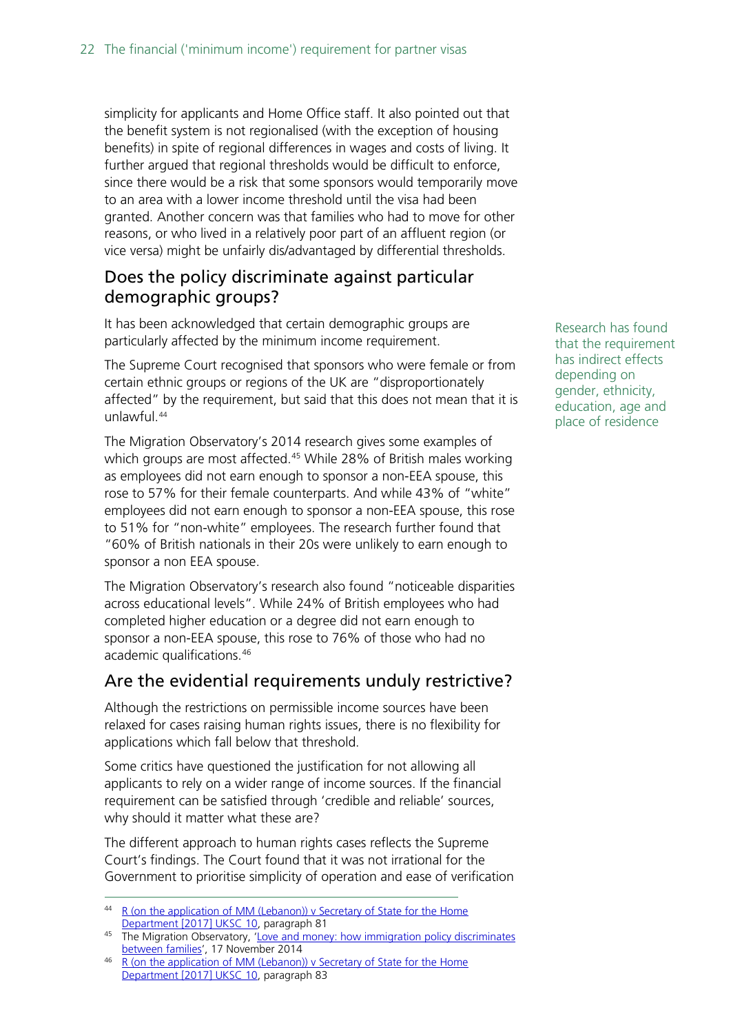simplicity for applicants and Home Office staff. It also pointed out that the benefit system is not regionalised (with the exception of housing benefits) in spite of regional differences in wages and costs of living. It further argued that regional thresholds would be difficult to enforce, since there would be a risk that some sponsors would temporarily move to an area with a lower income threshold until the visa had been granted. Another concern was that families who had to move for other reasons, or who lived in a relatively poor part of an affluent region (or vice versa) might be unfairly dis/advantaged by differential thresholds.

## Does the policy discriminate against particular demographic groups?

Research has found that the requirement has indirect effects depending on gender, ethnicity, education, age and place of residence

It has been acknowledged that certain demographic groups are particularly affected by the minimum income requirement.

The Supreme Court recognised that sponsors who were female or from certain ethnic groups or regions of the UK are "disproportionately affected" by the requirement, but said that this does not mean that it is unlawful.[44]

The Migration Observatory's 2014 research gives some examples of which groups are most affected.[45] While 28% of British males working as employees did not earn enough to sponsor a non-EEA spouse, this rose to 57% for their female counterparts. And while 43% of "white" employees did not earn enough to sponsor a non-EEA spouse, this rose to 51% for "non-white" employees. The research further found that "60% of British nationals in their 20s were unlikely to earn enough to sponsor a non EEA spouse.

The Migration Observatory's research also found "noticeable disparities across educational levels". While 24% of British employees who had completed higher education or a degree did not earn enough to sponsor a non-EEA spouse, this rose to 76% of those who had no academic qualifications.[46]

## Are the evidential requirements unduly restrictive?

Although the restrictions on permissible income sources have been relaxed for cases raising human rights issues, there is no flexibility for applications which fall below that threshold.

Some critics have questioned the justification for not allowing all applicants to rely on a wider range of income sources. If the financial requirement can be satisfied through 'credible and reliable' sources, why should it matter what these are?

The different approach to human rights cases reflects the Supreme Court's findings. The Court found that it was not irrational for the Government to prioritise simplicity of operation and ease of verification

---

[44] R (on the application of MM (Lebanon)) v Secretary of State for the Home Department [2017] UKSC 10, paragraph 81

[45] The Migration Observatory, 'Love and money: how immigration policy discriminates between families', 17 November 2014

[46] R (on the application of MM (Lebanon)) v Secretary of State for the Home Department [2017] UKSC 10, paragraph 83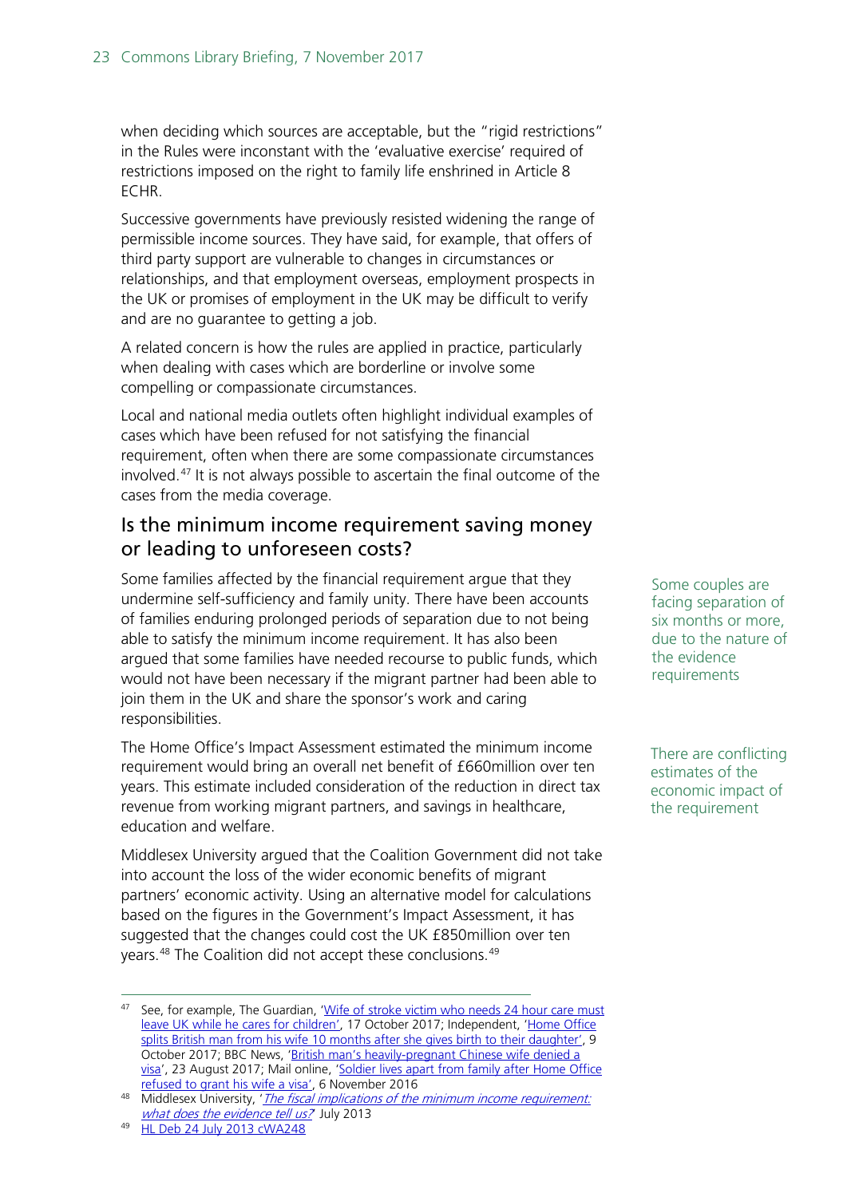when deciding which sources are acceptable, but the "rigid restrictions" in the Rules were inconstant with the 'evaluative exercise' required of restrictions imposed on the right to family life enshrined in Article 8 ECHR.

Successive governments have previously resisted widening the range of permissible income sources. They have said, for example, that offers of third party support are vulnerable to changes in circumstances or relationships, and that employment overseas, employment prospects in the UK or promises of employment in the UK may be difficult to verify and are no guarantee to getting a job.

A related concern is how the rules are applied in practice, particularly when dealing with cases which are borderline or involve some compelling or compassionate circumstances.

Local and national media outlets often highlight individual examples of cases which have been refused for not satisfying the financial requirement, often when there are some compassionate circumstances involved.[47] It is not always possible to ascertain the final outcome of the cases from the media coverage.

## Is the minimum income requirement saving money or leading to unforeseen costs?

Some couples are facing separation of six months or more, due to the nature of the evidence requirements

Some families affected by the financial requirement argue that they undermine self-sufficiency and family unity. There have been accounts of families enduring prolonged periods of separation due to not being able to satisfy the minimum income requirement. It has also been argued that some families have needed recourse to public funds, which would not have been necessary if the migrant partner had been able to join them in the UK and share the sponsor's work and caring responsibilities.

There are conflicting estimates of the economic impact of the requirement

The Home Office's Impact Assessment estimated the minimum income requirement would bring an overall net benefit of £660million over ten years. This estimate included consideration of the reduction in direct tax revenue from working migrant partners, and savings in healthcare, education and welfare.

Middlesex University argued that the Coalition Government did not take into account the loss of the wider economic benefits of migrant partners' economic activity. Using an alternative model for calculations based on the figures in the Government's Impact Assessment, it has suggested that the changes could cost the UK £850million over ten years.[48] The Coalition did not accept these conclusions.[49]

---

[47] See, for example, The Guardian, 'Wife of stroke victim who needs 24 hour care must leave UK while he cares for children', 17 October 2017; Independent, 'Home Office splits British man from his wife 10 months after she gives birth to their daughter', 9 October 2017; BBC News, 'British man's heavily-pregnant Chinese wife denied a visa', 23 August 2017; Mail online, 'Soldier lives apart from family after Home Office refused to grant his wife a visa', 6 November 2016

[48] Middlesex University, '*The fiscal implications of the minimum income requirement: what does the evidence tell us?*' July 2013

[49] HL Deb 24 July 2013 cWA248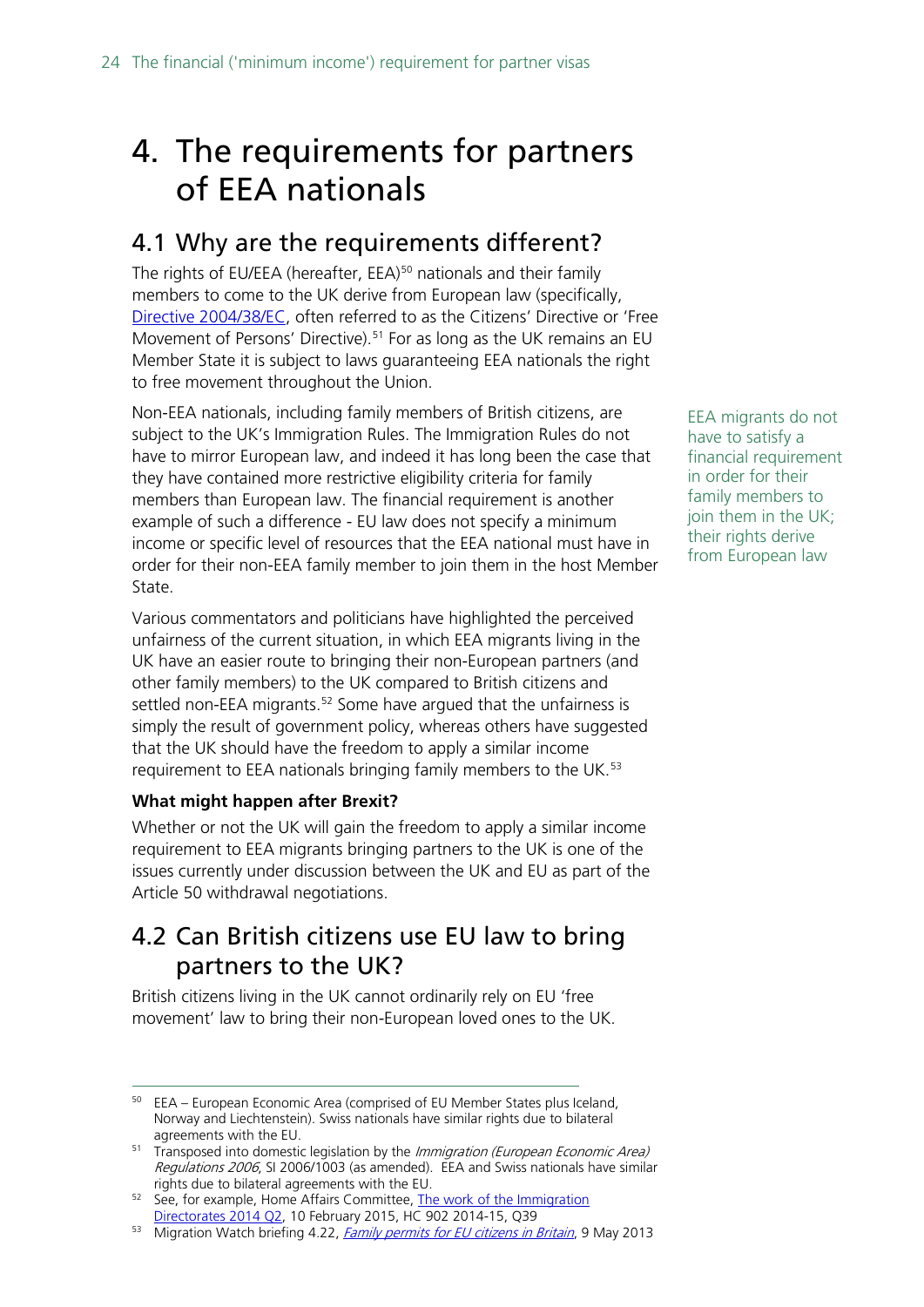# 4. The requirements for partners of EEA nationals

## 4.1 Why are the requirements different?

The rights of EU/EEA (hereafter, EEA)[50] nationals and their family members to come to the UK derive from European law (specifically, Directive 2004/38/EC, often referred to as the Citizens' Directive or 'Free Movement of Persons' Directive).[51] For as long as the UK remains an EU Member State it is subject to laws guaranteeing EEA nationals the right to free movement throughout the Union.

Non-EEA nationals, including family members of British citizens, are subject to the UK's Immigration Rules. The Immigration Rules do not have to mirror European law, and indeed it has long been the case that they have contained more restrictive eligibility criteria for family members than European law. The financial requirement is another example of such a difference - EU law does not specify a minimum income or specific level of resources that the EEA national must have in order for their non-EEA family member to join them in the host Member State.

EEA migrants do not have to satisfy a financial requirement in order for their family members to join them in the UK; their rights derive from European law

Various commentators and politicians have highlighted the perceived unfairness of the current situation, in which EEA migrants living in the UK have an easier route to bringing their non-European partners (and other family members) to the UK compared to British citizens and settled non-EEA migrants.[52] Some have argued that the unfairness is simply the result of government policy, whereas others have suggested that the UK should have the freedom to apply a similar income requirement to EEA nationals bringing family members to the UK.[53]

**What might happen after Brexit?**

Whether or not the UK will gain the freedom to apply a similar income requirement to EEA migrants bringing partners to the UK is one of the issues currently under discussion between the UK and EU as part of the Article 50 withdrawal negotiations.

## 4.2 Can British citizens use EU law to bring partners to the UK?

British citizens living in the UK cannot ordinarily rely on EU 'free movement' law to bring their non-European loved ones to the UK.

---

[50] EEA – European Economic Area (comprised of EU Member States plus Iceland, Norway and Liechtenstein). Swiss nationals have similar rights due to bilateral agreements with the EU.

[51] Transposed into domestic legislation by the *Immigration (European Economic Area) Regulations 2006*, SI 2006/1003 (as amended). EEA and Swiss nationals have similar rights due to bilateral agreements with the EU.

[52] See, for example, Home Affairs Committee, The work of the Immigration Directorates 2014 Q2, 10 February 2015, HC 902 2014-15, Q39

[53] Migration Watch briefing 4.22, *Family permits for EU citizens in Britain*, 9 May 2013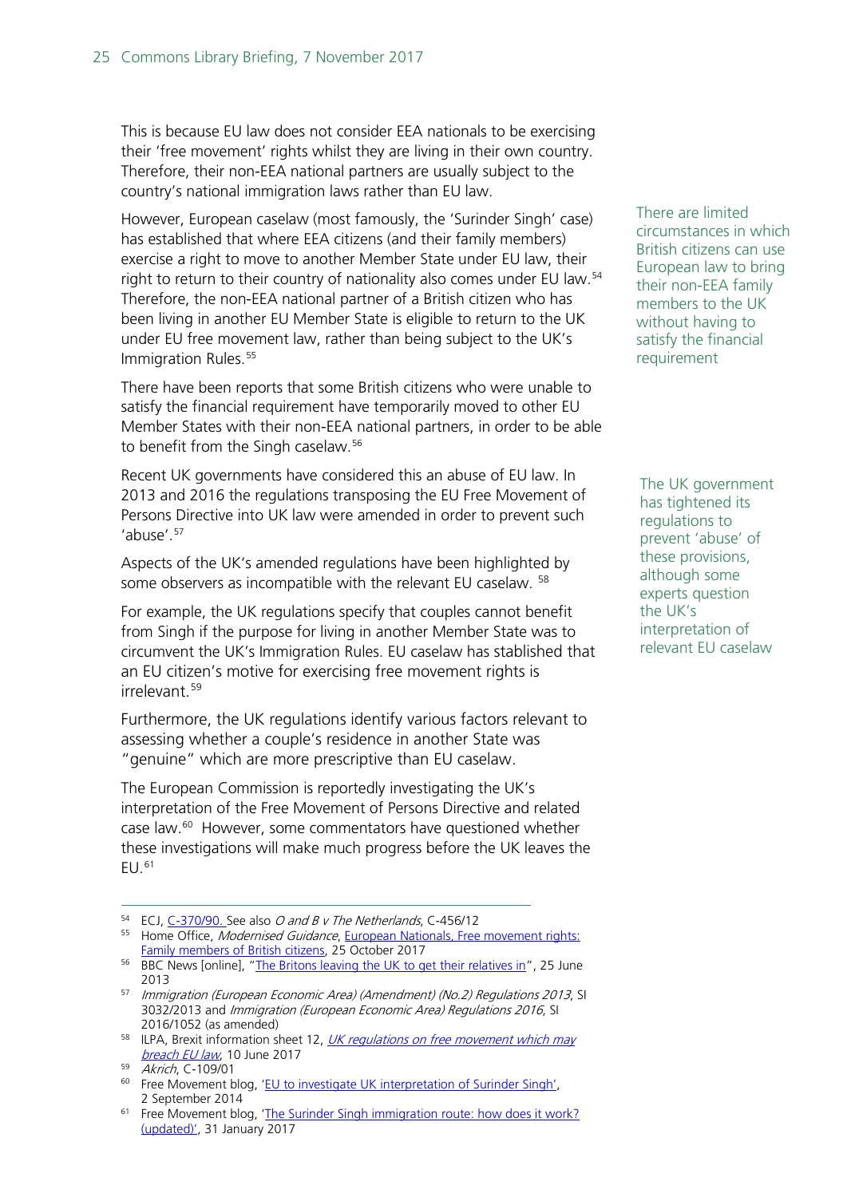This is because EU law does not consider EEA nationals to be exercising their 'free movement' rights whilst they are living in their own country. Therefore, their non-EEA national partners are usually subject to the country's national immigration laws rather than EU law.

There are limited circumstances in which British citizens can use European law to bring their non-EEA family members to the UK without having to satisfy the financial requirement

However, European caselaw (most famously, the 'Surinder Singh' case) has established that where EEA citizens (and their family members) exercise a right to move to another Member State under EU law, their right to return to their country of nationality also comes under EU law.[54] Therefore, the non-EEA national partner of a British citizen who has been living in another EU Member State is eligible to return to the UK under EU free movement law, rather than being subject to the UK's Immigration Rules.[55]

There have been reports that some British citizens who were unable to satisfy the financial requirement have temporarily moved to other EU Member States with their non-EEA national partners, in order to be able to benefit from the Singh caselaw.[56]

The UK government has tightened its regulations to prevent 'abuse' of these provisions, although some experts question the UK's interpretation of relevant EU caselaw

Recent UK governments have considered this an abuse of EU law. In 2013 and 2016 the regulations transposing the EU Free Movement of Persons Directive into UK law were amended in order to prevent such 'abuse'.[57]

Aspects of the UK's amended regulations have been highlighted by some observers as incompatible with the relevant EU caselaw.[58]

For example, the UK regulations specify that couples cannot benefit from Singh if the purpose for living in another Member State was to circumvent the UK's Immigration Rules. EU caselaw has stablished that an EU citizen's motive for exercising free movement rights is irrelevant.[59]

Furthermore, the UK regulations identify various factors relevant to assessing whether a couple's residence in another State was "genuine" which are more prescriptive than EU caselaw.

The European Commission is reportedly investigating the UK's interpretation of the Free Movement of Persons Directive and related case law.[60] However, some commentators have questioned whether these investigations will make much progress before the UK leaves the EU.[61]

---

[54] ECJ, C-370/90. See also *O and B v The Netherlands*, C-456/12

[55] Home Office, *Modernised Guidance*, European Nationals, Free movement rights: Family members of British citizens, 25 October 2017

[56] BBC News [online], "The Britons leaving the UK to get their relatives in", 25 June 2013

[57] *Immigration (European Economic Area) (Amendment) (No.2) Regulations 2013*, SI 3032/2013 and *Immigration (European Economic Area) Regulations 2016*, SI 2016/1052 (as amended)

[58] ILPA, Brexit information sheet 12, *UK regulations on free movement which may breach EU law*, 10 June 2017

[59] *Akrich*, C-109/01

[60] Free Movement blog, 'EU to investigate UK interpretation of Surinder Singh', 2 September 2014

[61] Free Movement blog, 'The Surinder Singh immigration route: how does it work? (updated)', 31 January 2017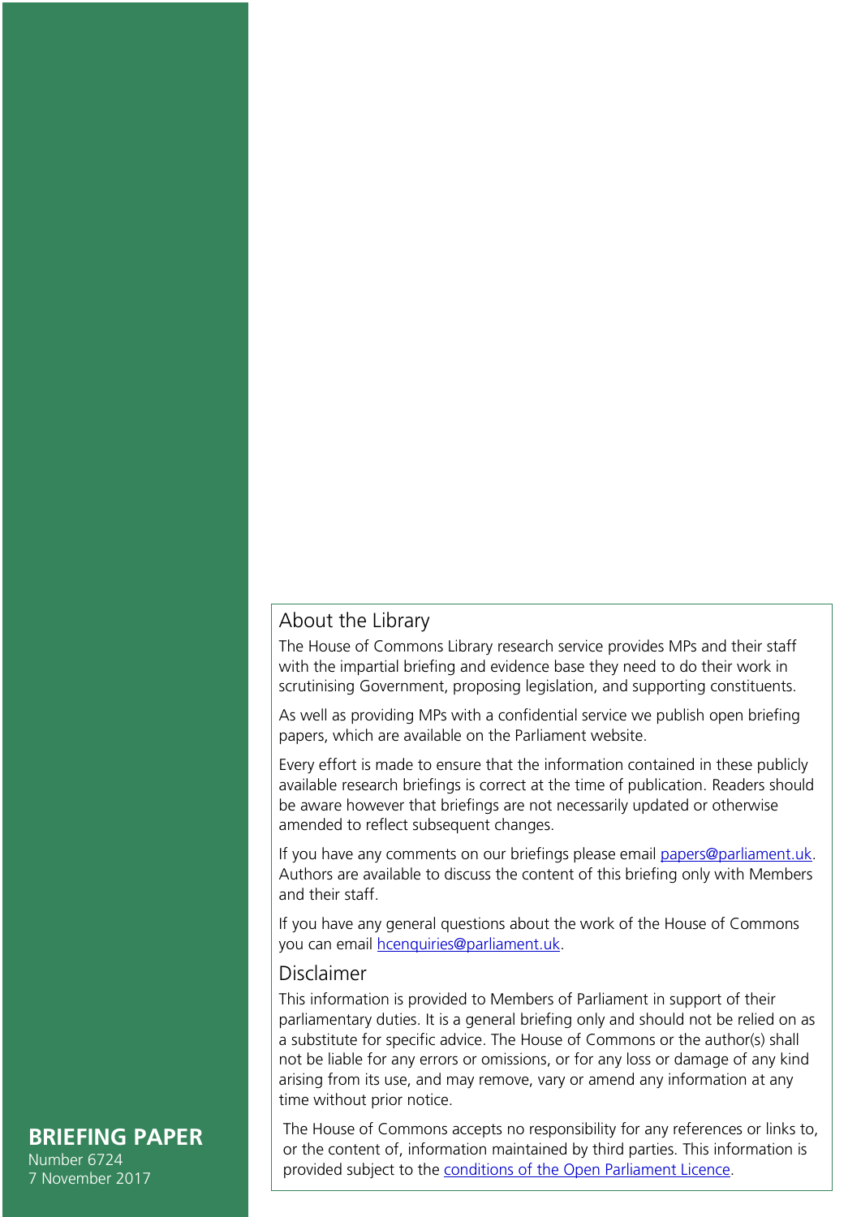## About the Library

The House of Commons Library research service provides MPs and their staff with the impartial briefing and evidence base they need to do their work in scrutinising Government, proposing legislation, and supporting constituents.

As well as providing MPs with a confidential service we publish open briefing papers, which are available on the Parliament website.

Every effort is made to ensure that the information contained in these publicly available research briefings is correct at the time of publication. Readers should be aware however that briefings are not necessarily updated or otherwise amended to reflect subsequent changes.

If you have any comments on our briefings please email papers@parliament.uk. Authors are available to discuss the content of this briefing only with Members and their staff.

If you have any general questions about the work of the House of Commons you can email hcenquiries@parliament.uk.

## Disclaimer

This information is provided to Members of Parliament in support of their parliamentary duties. It is a general briefing only and should not be relied on as a substitute for specific advice. The House of Commons or the author(s) shall not be liable for any errors or omissions, or for any loss or damage of any kind arising from its use, and may remove, vary or amend any information at any time without prior notice.

The House of Commons accepts no responsibility for any references or links to, or the content of, information maintained by third parties. This information is provided subject to the conditions of the Open Parliament Licence.

**BRIEFING PAPER**
Number 6724
7 November 2017